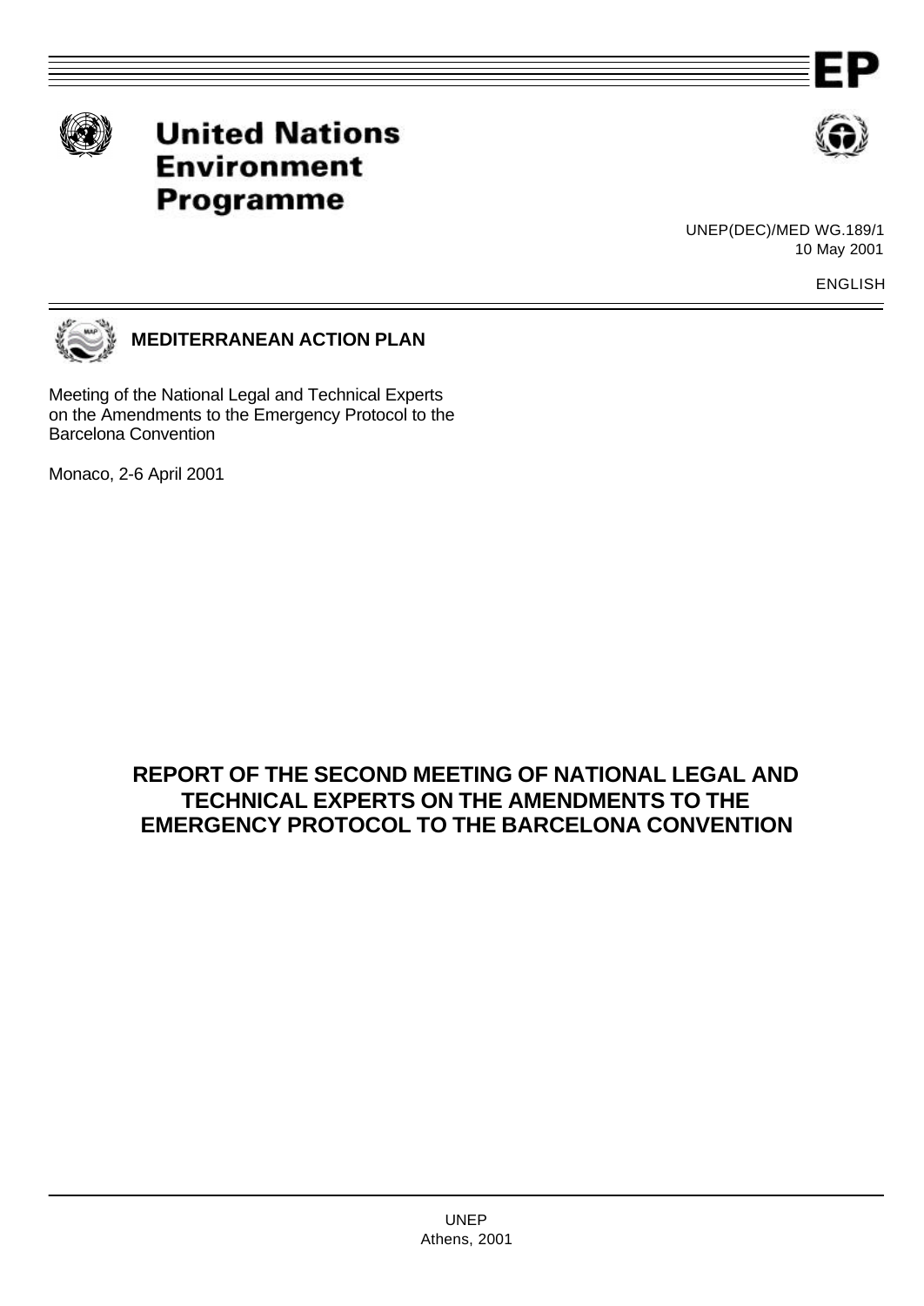EP

**United Nations Environment Programme**

UNEP(DEC)/MED WG.189/1
10 May 2001

ENGLISH

**MEDITERRANEAN ACTION PLAN**

Meeting of the National Legal and Technical Experts on the Amendments to the Emergency Protocol to the Barcelona Convention

Monaco, 2-6 April 2001

# REPORT OF THE SECOND MEETING OF NATIONAL LEGAL AND TECHNICAL EXPERTS ON THE AMENDMENTS TO THE EMERGENCY PROTOCOL TO THE BARCELONA CONVENTION

UNEP
Athens, 2001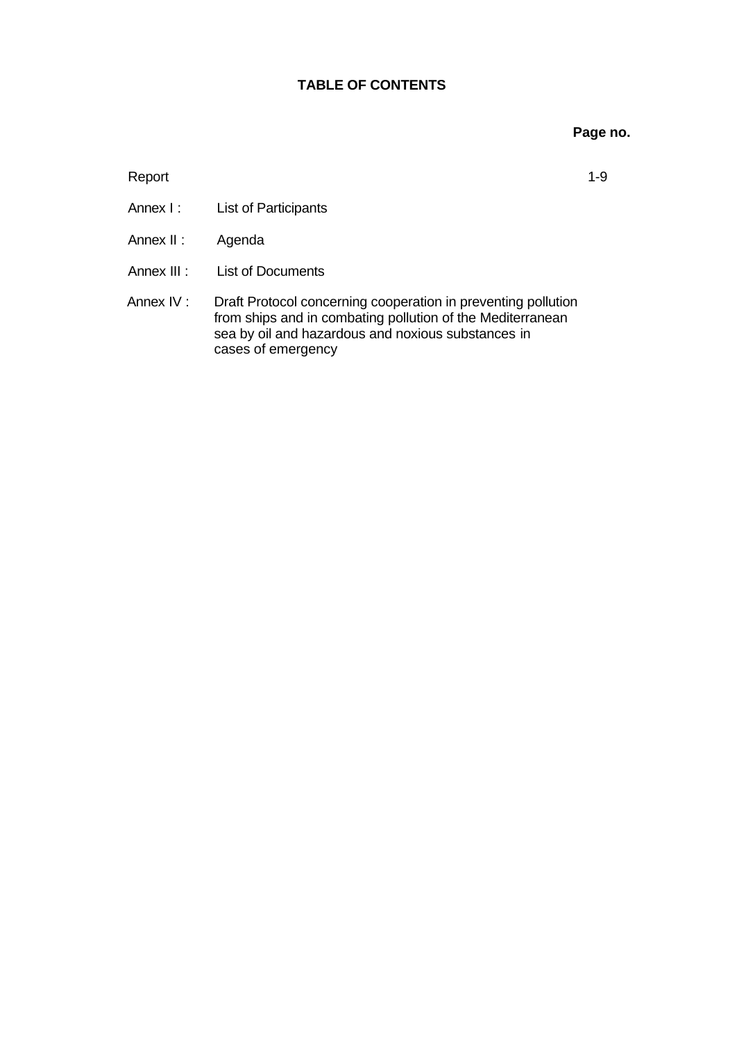# TABLE OF CONTENTS

| | | Page no. |
|---|---|---|
| Report | | 1-9 |
| Annex I : | List of Participants | |
| Annex II : | Agenda | |
| Annex III : | List of Documents | |
| Annex IV : | Draft Protocol concerning cooperation in preventing pollution from ships and in combating pollution of the Mediterranean sea by oil and hazardous and noxious substances in cases of emergency | |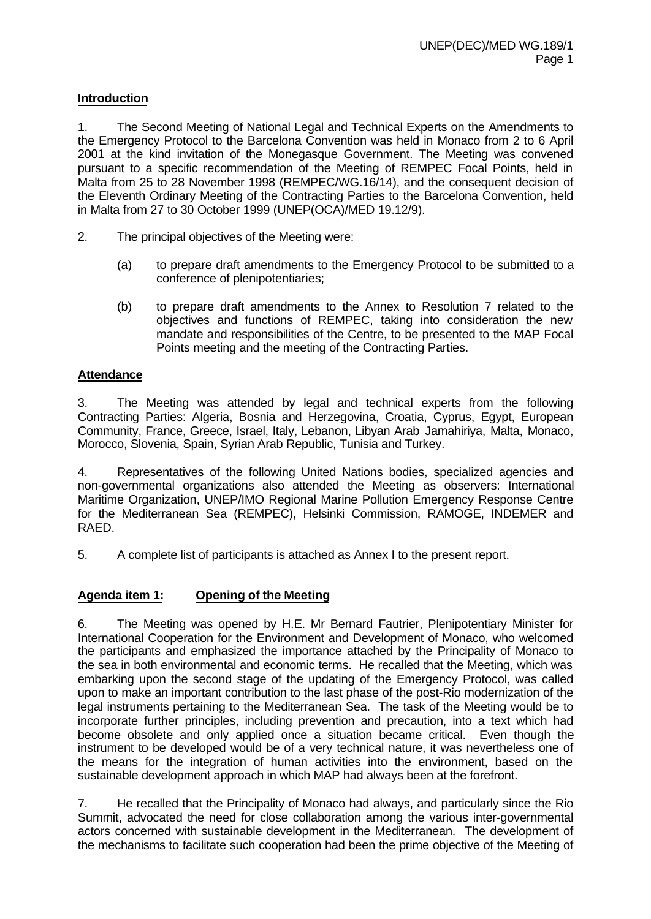## **Introduction**

1. The Second Meeting of National Legal and Technical Experts on the Amendments to the Emergency Protocol to the Barcelona Convention was held in Monaco from 2 to 6 April 2001 at the kind invitation of the Monegasque Government. The Meeting was convened pursuant to a specific recommendation of the Meeting of REMPEC Focal Points, held in Malta from 25 to 28 November 1998 (REMPEC/WG.16/14), and the consequent decision of the Eleventh Ordinary Meeting of the Contracting Parties to the Barcelona Convention, held in Malta from 27 to 30 October 1999 (UNEP(OCA)/MED 19.12/9).

2. The principal objectives of the Meeting were:

   (a) to prepare draft amendments to the Emergency Protocol to be submitted to a conference of plenipotentiaries;

   (b) to prepare draft amendments to the Annex to Resolution 7 related to the objectives and functions of REMPEC, taking into consideration the new mandate and responsibilities of the Centre, to be presented to the MAP Focal Points meeting and the meeting of the Contracting Parties.

## **Attendance**

3. The Meeting was attended by legal and technical experts from the following Contracting Parties: Algeria, Bosnia and Herzegovina, Croatia, Cyprus, Egypt, European Community, France, Greece, Israel, Italy, Lebanon, Libyan Arab Jamahiriya, Malta, Monaco, Morocco, Slovenia, Spain, Syrian Arab Republic, Tunisia and Turkey.

4. Representatives of the following United Nations bodies, specialized agencies and non-governmental organizations also attended the Meeting as observers: International Maritime Organization, UNEP/IMO Regional Marine Pollution Emergency Response Centre for the Mediterranean Sea (REMPEC), Helsinki Commission, RAMOGE, INDEMER and RAED.

5. A complete list of participants is attached as Annex I to the present report.

## **Agenda item 1: Opening of the Meeting**

6. The Meeting was opened by H.E. Mr Bernard Fautrier, Plenipotentiary Minister for International Cooperation for the Environment and Development of Monaco, who welcomed the participants and emphasized the importance attached by the Principality of Monaco to the sea in both environmental and economic terms. He recalled that the Meeting, which was embarking upon the second stage of the updating of the Emergency Protocol, was called upon to make an important contribution to the last phase of the post-Rio modernization of the legal instruments pertaining to the Mediterranean Sea. The task of the Meeting would be to incorporate further principles, including prevention and precaution, into a text which had become obsolete and only applied once a situation became critical. Even though the instrument to be developed would be of a very technical nature, it was nevertheless one of the means for the integration of human activities into the environment, based on the sustainable development approach in which MAP had always been at the forefront.

7. He recalled that the Principality of Monaco had always, and particularly since the Rio Summit, advocated the need for close collaboration among the various inter-governmental actors concerned with sustainable development in the Mediterranean. The development of the mechanisms to facilitate such cooperation had been the prime objective of the Meeting of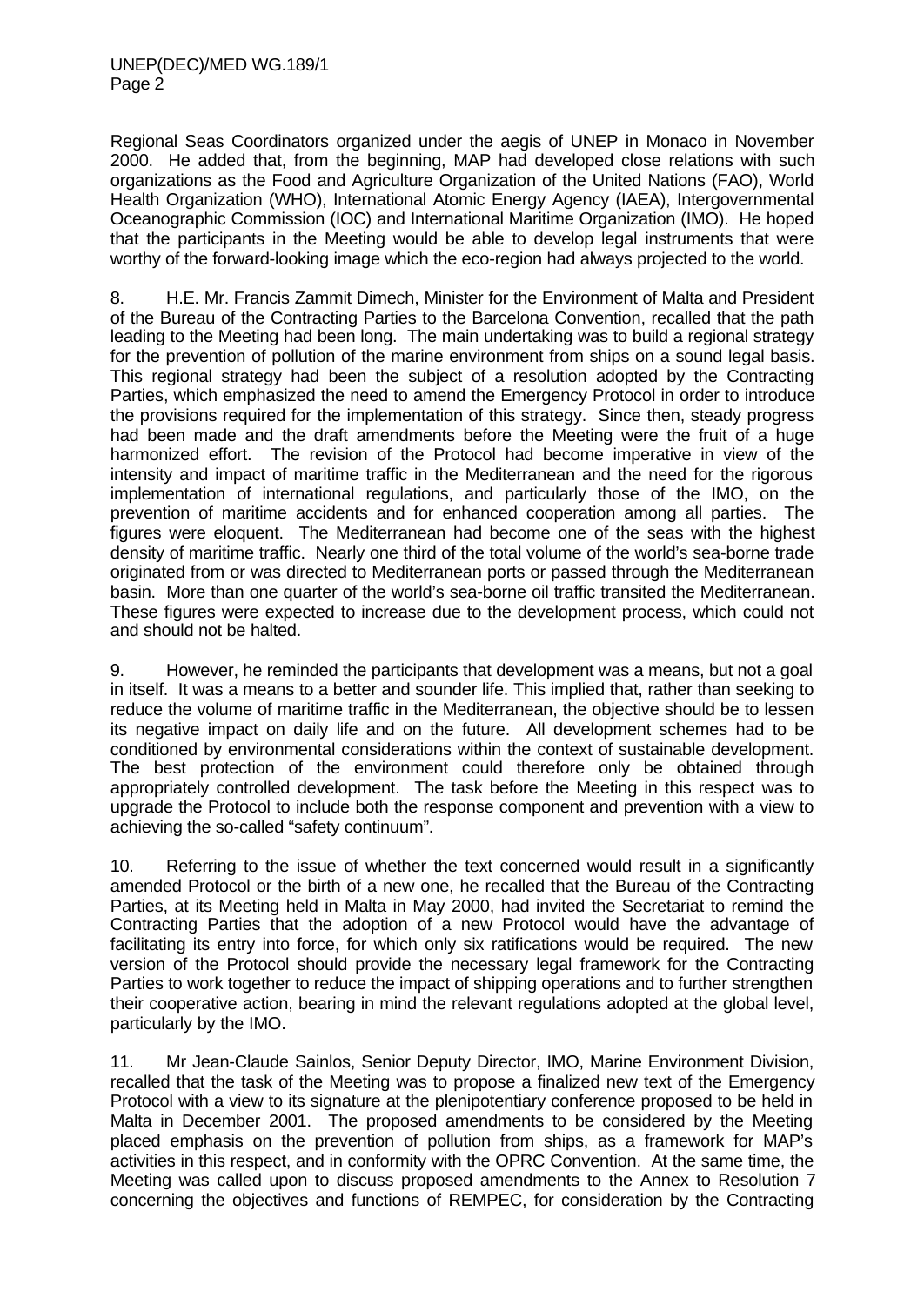Regional Seas Coordinators organized under the aegis of UNEP in Monaco in November 2000. He added that, from the beginning, MAP had developed close relations with such organizations as the Food and Agriculture Organization of the United Nations (FAO), World Health Organization (WHO), International Atomic Energy Agency (IAEA), Intergovernmental Oceanographic Commission (IOC) and International Maritime Organization (IMO). He hoped that the participants in the Meeting would be able to develop legal instruments that were worthy of the forward-looking image which the eco-region had always projected to the world.

8. H.E. Mr. Francis Zammit Dimech, Minister for the Environment of Malta and President of the Bureau of the Contracting Parties to the Barcelona Convention, recalled that the path leading to the Meeting had been long. The main undertaking was to build a regional strategy for the prevention of pollution of the marine environment from ships on a sound legal basis. This regional strategy had been the subject of a resolution adopted by the Contracting Parties, which emphasized the need to amend the Emergency Protocol in order to introduce the provisions required for the implementation of this strategy. Since then, steady progress had been made and the draft amendments before the Meeting were the fruit of a huge harmonized effort. The revision of the Protocol had become imperative in view of the intensity and impact of maritime traffic in the Mediterranean and the need for the rigorous implementation of international regulations, and particularly those of the IMO, on the prevention of maritime accidents and for enhanced cooperation among all parties. The figures were eloquent. The Mediterranean had become one of the seas with the highest density of maritime traffic. Nearly one third of the total volume of the world's sea-borne trade originated from or was directed to Mediterranean ports or passed through the Mediterranean basin. More than one quarter of the world's sea-borne oil traffic transited the Mediterranean. These figures were expected to increase due to the development process, which could not and should not be halted.

9. However, he reminded the participants that development was a means, but not a goal in itself. It was a means to a better and sounder life. This implied that, rather than seeking to reduce the volume of maritime traffic in the Mediterranean, the objective should be to lessen its negative impact on daily life and on the future. All development schemes had to be conditioned by environmental considerations within the context of sustainable development. The best protection of the environment could therefore only be obtained through appropriately controlled development. The task before the Meeting in this respect was to upgrade the Protocol to include both the response component and prevention with a view to achieving the so-called "safety continuum".

10. Referring to the issue of whether the text concerned would result in a significantly amended Protocol or the birth of a new one, he recalled that the Bureau of the Contracting Parties, at its Meeting held in Malta in May 2000, had invited the Secretariat to remind the Contracting Parties that the adoption of a new Protocol would have the advantage of facilitating its entry into force, for which only six ratifications would be required. The new version of the Protocol should provide the necessary legal framework for the Contracting Parties to work together to reduce the impact of shipping operations and to further strengthen their cooperative action, bearing in mind the relevant regulations adopted at the global level, particularly by the IMO.

11. Mr Jean-Claude Sainlos, Senior Deputy Director, IMO, Marine Environment Division, recalled that the task of the Meeting was to propose a finalized new text of the Emergency Protocol with a view to its signature at the plenipotentiary conference proposed to be held in Malta in December 2001. The proposed amendments to be considered by the Meeting placed emphasis on the prevention of pollution from ships, as a framework for MAP's activities in this respect, and in conformity with the OPRC Convention. At the same time, the Meeting was called upon to discuss proposed amendments to the Annex to Resolution 7 concerning the objectives and functions of REMPEC, for consideration by the Contracting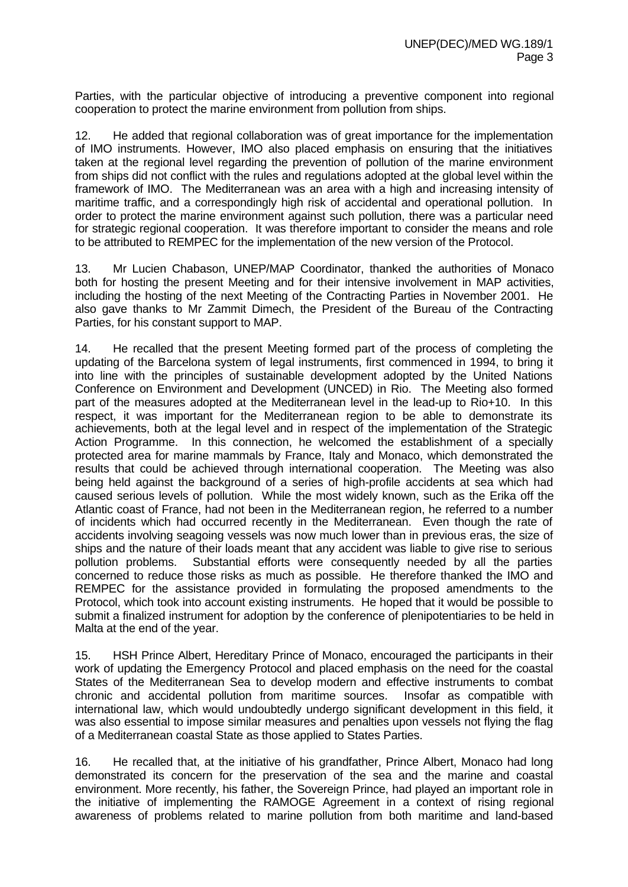Parties, with the particular objective of introducing a preventive component into regional cooperation to protect the marine environment from pollution from ships.

12. He added that regional collaboration was of great importance for the implementation of IMO instruments. However, IMO also placed emphasis on ensuring that the initiatives taken at the regional level regarding the prevention of pollution of the marine environment from ships did not conflict with the rules and regulations adopted at the global level within the framework of IMO. The Mediterranean was an area with a high and increasing intensity of maritime traffic, and a correspondingly high risk of accidental and operational pollution. In order to protect the marine environment against such pollution, there was a particular need for strategic regional cooperation. It was therefore important to consider the means and role to be attributed to REMPEC for the implementation of the new version of the Protocol.

13. Mr Lucien Chabason, UNEP/MAP Coordinator, thanked the authorities of Monaco both for hosting the present Meeting and for their intensive involvement in MAP activities, including the hosting of the next Meeting of the Contracting Parties in November 2001. He also gave thanks to Mr Zammit Dimech, the President of the Bureau of the Contracting Parties, for his constant support to MAP.

14. He recalled that the present Meeting formed part of the process of completing the updating of the Barcelona system of legal instruments, first commenced in 1994, to bring it into line with the principles of sustainable development adopted by the United Nations Conference on Environment and Development (UNCED) in Rio. The Meeting also formed part of the measures adopted at the Mediterranean level in the lead-up to Rio+10. In this respect, it was important for the Mediterranean region to be able to demonstrate its achievements, both at the legal level and in respect of the implementation of the Strategic Action Programme. In this connection, he welcomed the establishment of a specially protected area for marine mammals by France, Italy and Monaco, which demonstrated the results that could be achieved through international cooperation. The Meeting was also being held against the background of a series of high-profile accidents at sea which had caused serious levels of pollution. While the most widely known, such as the Erika off the Atlantic coast of France, had not been in the Mediterranean region, he referred to a number of incidents which had occurred recently in the Mediterranean. Even though the rate of accidents involving seagoing vessels was now much lower than in previous eras, the size of ships and the nature of their loads meant that any accident was liable to give rise to serious pollution problems. Substantial efforts were consequently needed by all the parties concerned to reduce those risks as much as possible. He therefore thanked the IMO and REMPEC for the assistance provided in formulating the proposed amendments to the Protocol, which took into account existing instruments. He hoped that it would be possible to submit a finalized instrument for adoption by the conference of plenipotentiaries to be held in Malta at the end of the year.

15. HSH Prince Albert, Hereditary Prince of Monaco, encouraged the participants in their work of updating the Emergency Protocol and placed emphasis on the need for the coastal States of the Mediterranean Sea to develop modern and effective instruments to combat chronic and accidental pollution from maritime sources. Insofar as compatible with international law, which would undoubtedly undergo significant development in this field, it was also essential to impose similar measures and penalties upon vessels not flying the flag of a Mediterranean coastal State as those applied to States Parties.

16. He recalled that, at the initiative of his grandfather, Prince Albert, Monaco had long demonstrated its concern for the preservation of the sea and the marine and coastal environment. More recently, his father, the Sovereign Prince, had played an important role in the initiative of implementing the RAMOGE Agreement in a context of rising regional awareness of problems related to marine pollution from both maritime and land-based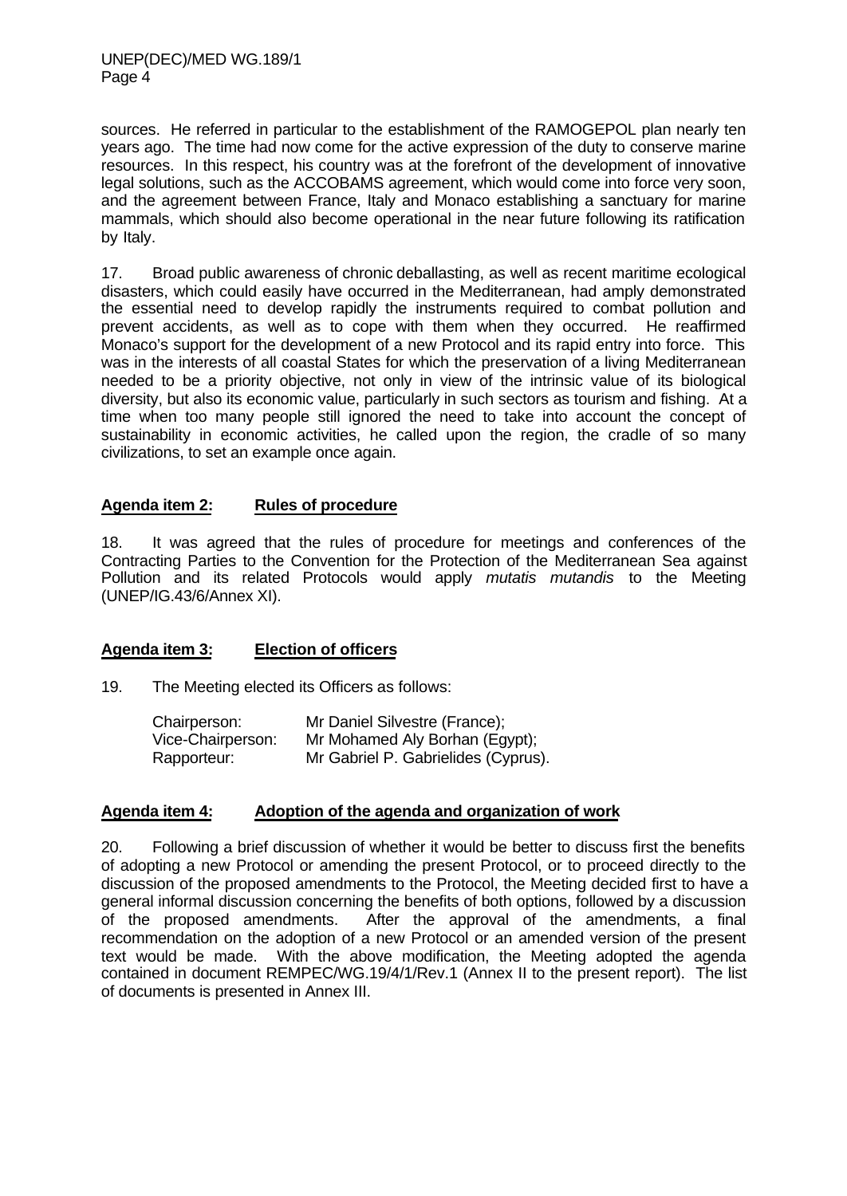sources. He referred in particular to the establishment of the RAMOGEPOL plan nearly ten years ago. The time had now come for the active expression of the duty to conserve marine resources. In this respect, his country was at the forefront of the development of innovative legal solutions, such as the ACCOBAMS agreement, which would come into force very soon, and the agreement between France, Italy and Monaco establishing a sanctuary for marine mammals, which should also become operational in the near future following its ratification by Italy.

17. Broad public awareness of chronic deballasting, as well as recent maritime ecological disasters, which could easily have occurred in the Mediterranean, had amply demonstrated the essential need to develop rapidly the instruments required to combat pollution and prevent accidents, as well as to cope with them when they occurred. He reaffirmed Monaco's support for the development of a new Protocol and its rapid entry into force. This was in the interests of all coastal States for which the preservation of a living Mediterranean needed to be a priority objective, not only in view of the intrinsic value of its biological diversity, but also its economic value, particularly in such sectors as tourism and fishing. At a time when too many people still ignored the need to take into account the concept of sustainability in economic activities, he called upon the region, the cradle of so many civilizations, to set an example once again.

## Agenda item 2: Rules of procedure

18. It was agreed that the rules of procedure for meetings and conferences of the Contracting Parties to the Convention for the Protection of the Mediterranean Sea against Pollution and its related Protocols would apply *mutatis mutandis* to the Meeting (UNEP/IG.43/6/Annex XI).

## Agenda item 3: Election of officers

19. The Meeting elected its Officers as follows:

| | |
|---|---|
| Chairperson: | Mr Daniel Silvestre (France); |
| Vice-Chairperson: | Mr Mohamed Aly Borhan (Egypt); |
| Rapporteur: | Mr Gabriel P. Gabrielides (Cyprus). |

## Agenda item 4: Adoption of the agenda and organization of work

20. Following a brief discussion of whether it would be better to discuss first the benefits of adopting a new Protocol or amending the present Protocol, or to proceed directly to the discussion of the proposed amendments to the Protocol, the Meeting decided first to have a general informal discussion concerning the benefits of both options, followed by a discussion of the proposed amendments. After the approval of the amendments, a final recommendation on the adoption of a new Protocol or an amended version of the present text would be made. With the above modification, the Meeting adopted the agenda contained in document REMPEC/WG.19/4/1/Rev.1 (Annex II to the present report). The list of documents is presented in Annex III.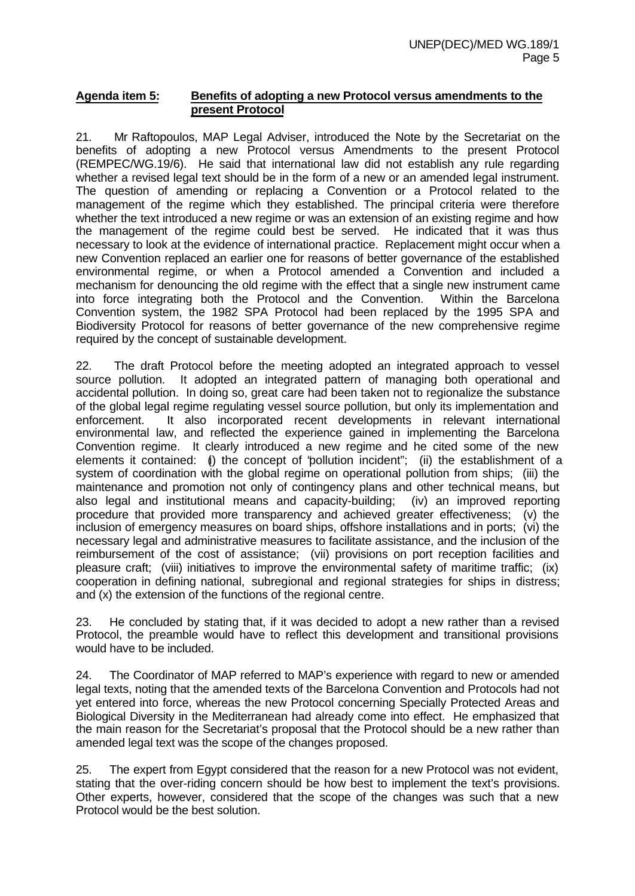**Agenda item 5: Benefits of adopting a new Protocol versus amendments to the present Protocol**

21. Mr Raftopoulos, MAP Legal Adviser, introduced the Note by the Secretariat on the benefits of adopting a new Protocol versus Amendments to the present Protocol (REMPEC/WG.19/6). He said that international law did not establish any rule regarding whether a revised legal text should be in the form of a new or an amended legal instrument. The question of amending or replacing a Convention or a Protocol related to the management of the regime which they established. The principal criteria were therefore whether the text introduced a new regime or was an extension of an existing regime and how the management of the regime could best be served. He indicated that it was thus necessary to look at the evidence of international practice. Replacement might occur when a new Convention replaced an earlier one for reasons of better governance of the established environmental regime, or when a Protocol amended a Convention and included a mechanism for denouncing the old regime with the effect that a single new instrument came into force integrating both the Protocol and the Convention. Within the Barcelona Convention system, the 1982 SPA Protocol had been replaced by the 1995 SPA and Biodiversity Protocol for reasons of better governance of the new comprehensive regime required by the concept of sustainable development.

22. The draft Protocol before the meeting adopted an integrated approach to vessel source pollution. It adopted an integrated pattern of managing both operational and accidental pollution. In doing so, great care had been taken not to regionalize the substance of the global legal regime regulating vessel source pollution, but only its implementation and enforcement. It also incorporated recent developments in relevant international environmental law, and reflected the experience gained in implementing the Barcelona Convention regime. It clearly introduced a new regime and he cited some of the new elements it contained: (i) the concept of "pollution incident"; (ii) the establishment of a system of coordination with the global regime on operational pollution from ships; (iii) the maintenance and promotion not only of contingency plans and other technical means, but also legal and institutional means and capacity-building; (iv) an improved reporting procedure that provided more transparency and achieved greater effectiveness; (v) the inclusion of emergency measures on board ships, offshore installations and in ports; (vi) the necessary legal and administrative measures to facilitate assistance, and the inclusion of the reimbursement of the cost of assistance; (vii) provisions on port reception facilities and pleasure craft; (viii) initiatives to improve the environmental safety of maritime traffic; (ix) cooperation in defining national, subregional and regional strategies for ships in distress; and (x) the extension of the functions of the regional centre.

23. He concluded by stating that, if it was decided to adopt a new rather than a revised Protocol, the preamble would have to reflect this development and transitional provisions would have to be included.

24. The Coordinator of MAP referred to MAP's experience with regard to new or amended legal texts, noting that the amended texts of the Barcelona Convention and Protocols had not yet entered into force, whereas the new Protocol concerning Specially Protected Areas and Biological Diversity in the Mediterranean had already come into effect. He emphasized that the main reason for the Secretariat's proposal that the Protocol should be a new rather than amended legal text was the scope of the changes proposed.

25. The expert from Egypt considered that the reason for a new Protocol was not evident, stating that the over-riding concern should be how best to implement the text's provisions. Other experts, however, considered that the scope of the changes was such that a new Protocol would be the best solution.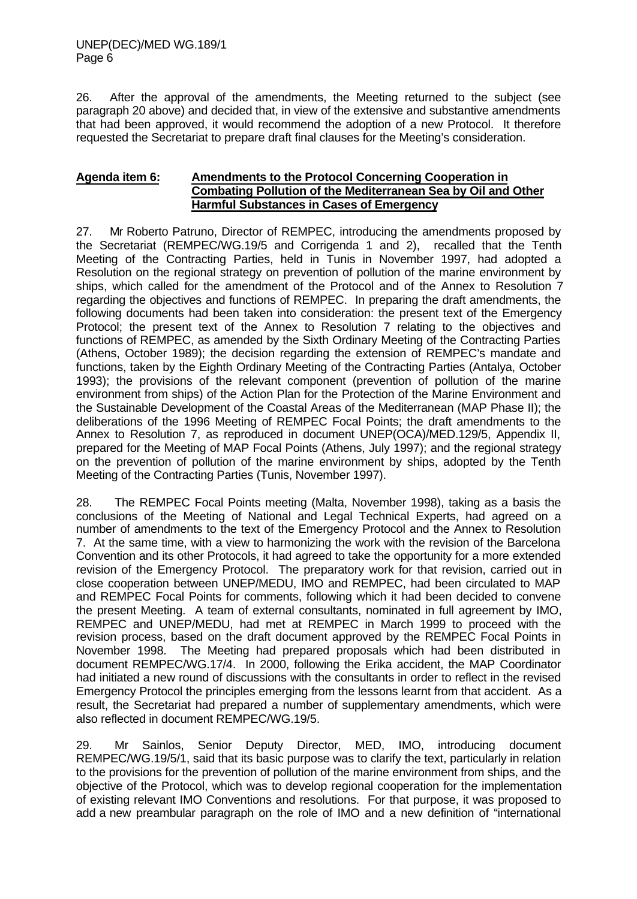26. After the approval of the amendments, the Meeting returned to the subject (see paragraph 20 above) and decided that, in view of the extensive and substantive amendments that had been approved, it would recommend the adoption of a new Protocol. It therefore requested the Secretariat to prepare draft final clauses for the Meeting's consideration.

**Agenda item 6: Amendments to the Protocol Concerning Cooperation in Combating Pollution of the Mediterranean Sea by Oil and Other Harmful Substances in Cases of Emergency**

27. Mr Roberto Patruno, Director of REMPEC, introducing the amendments proposed by the Secretariat (REMPEC/WG.19/5 and Corrigenda 1 and 2), recalled that the Tenth Meeting of the Contracting Parties, held in Tunis in November 1997, had adopted a Resolution on the regional strategy on prevention of pollution of the marine environment by ships, which called for the amendment of the Protocol and of the Annex to Resolution 7 regarding the objectives and functions of REMPEC. In preparing the draft amendments, the following documents had been taken into consideration: the present text of the Emergency Protocol; the present text of the Annex to Resolution 7 relating to the objectives and functions of REMPEC, as amended by the Sixth Ordinary Meeting of the Contracting Parties (Athens, October 1989); the decision regarding the extension of REMPEC's mandate and functions, taken by the Eighth Ordinary Meeting of the Contracting Parties (Antalya, October 1993); the provisions of the relevant component (prevention of pollution of the marine environment from ships) of the Action Plan for the Protection of the Marine Environment and the Sustainable Development of the Coastal Areas of the Mediterranean (MAP Phase II); the deliberations of the 1996 Meeting of REMPEC Focal Points; the draft amendments to the Annex to Resolution 7, as reproduced in document UNEP(OCA)/MED.129/5, Appendix II, prepared for the Meeting of MAP Focal Points (Athens, July 1997); and the regional strategy on the prevention of pollution of the marine environment by ships, adopted by the Tenth Meeting of the Contracting Parties (Tunis, November 1997).

28. The REMPEC Focal Points meeting (Malta, November 1998), taking as a basis the conclusions of the Meeting of National and Legal Technical Experts, had agreed on a number of amendments to the text of the Emergency Protocol and the Annex to Resolution 7. At the same time, with a view to harmonizing the work with the revision of the Barcelona Convention and its other Protocols, it had agreed to take the opportunity for a more extended revision of the Emergency Protocol. The preparatory work for that revision, carried out in close cooperation between UNEP/MEDU, IMO and REMPEC, had been circulated to MAP and REMPEC Focal Points for comments, following which it had been decided to convene the present Meeting. A team of external consultants, nominated in full agreement by IMO, REMPEC and UNEP/MEDU, had met at REMPEC in March 1999 to proceed with the revision process, based on the draft document approved by the REMPEC Focal Points in November 1998. The Meeting had prepared proposals which had been distributed in document REMPEC/WG.17/4. In 2000, following the Erika accident, the MAP Coordinator had initiated a new round of discussions with the consultants in order to reflect in the revised Emergency Protocol the principles emerging from the lessons learnt from that accident. As a result, the Secretariat had prepared a number of supplementary amendments, which were also reflected in document REMPEC/WG.19/5.

29. Mr Sainlos, Senior Deputy Director, MED, IMO, introducing document REMPEC/WG.19/5/1, said that its basic purpose was to clarify the text, particularly in relation to the provisions for the prevention of pollution of the marine environment from ships, and the objective of the Protocol, which was to develop regional cooperation for the implementation of existing relevant IMO Conventions and resolutions. For that purpose, it was proposed to add a new preambular paragraph on the role of IMO and a new definition of "international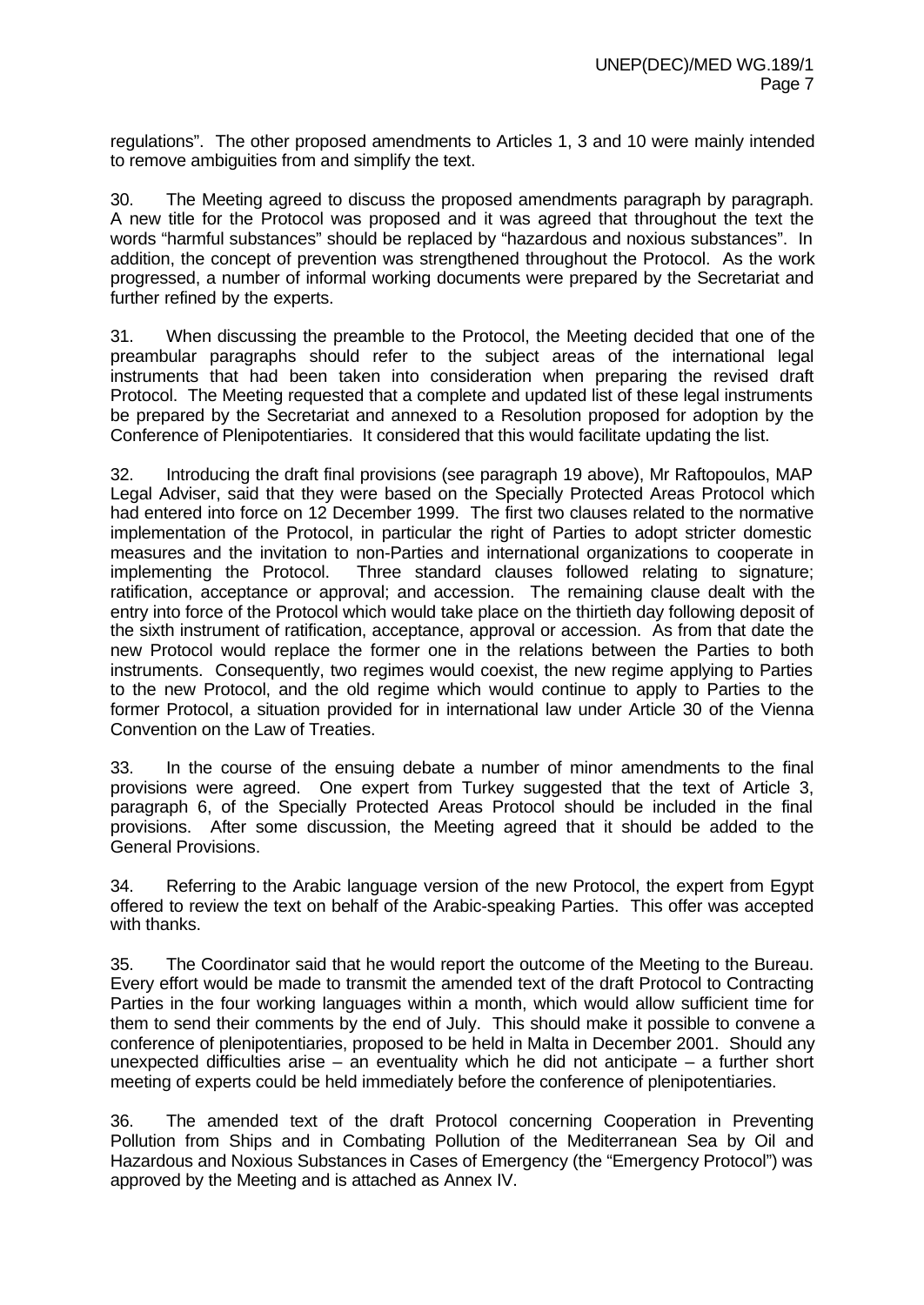regulations". The other proposed amendments to Articles 1, 3 and 10 were mainly intended to remove ambiguities from and simplify the text.

30. The Meeting agreed to discuss the proposed amendments paragraph by paragraph. A new title for the Protocol was proposed and it was agreed that throughout the text the words "harmful substances" should be replaced by "hazardous and noxious substances". In addition, the concept of prevention was strengthened throughout the Protocol. As the work progressed, a number of informal working documents were prepared by the Secretariat and further refined by the experts.

31. When discussing the preamble to the Protocol, the Meeting decided that one of the preambular paragraphs should refer to the subject areas of the international legal instruments that had been taken into consideration when preparing the revised draft Protocol. The Meeting requested that a complete and updated list of these legal instruments be prepared by the Secretariat and annexed to a Resolution proposed for adoption by the Conference of Plenipotentiaries. It considered that this would facilitate updating the list.

32. Introducing the draft final provisions (see paragraph 19 above), Mr Raftopoulos, MAP Legal Adviser, said that they were based on the Specially Protected Areas Protocol which had entered into force on 12 December 1999. The first two clauses related to the normative implementation of the Protocol, in particular the right of Parties to adopt stricter domestic measures and the invitation to non-Parties and international organizations to cooperate in implementing the Protocol. Three standard clauses followed relating to signature; ratification, acceptance or approval; and accession. The remaining clause dealt with the entry into force of the Protocol which would take place on the thirtieth day following deposit of the sixth instrument of ratification, acceptance, approval or accession. As from that date the new Protocol would replace the former one in the relations between the Parties to both instruments. Consequently, two regimes would coexist, the new regime applying to Parties to the new Protocol, and the old regime which would continue to apply to Parties to the former Protocol, a situation provided for in international law under Article 30 of the Vienna Convention on the Law of Treaties.

33. In the course of the ensuing debate a number of minor amendments to the final provisions were agreed. One expert from Turkey suggested that the text of Article 3, paragraph 6, of the Specially Protected Areas Protocol should be included in the final provisions. After some discussion, the Meeting agreed that it should be added to the General Provisions.

34. Referring to the Arabic language version of the new Protocol, the expert from Egypt offered to review the text on behalf of the Arabic-speaking Parties. This offer was accepted with thanks.

35. The Coordinator said that he would report the outcome of the Meeting to the Bureau. Every effort would be made to transmit the amended text of the draft Protocol to Contracting Parties in the four working languages within a month, which would allow sufficient time for them to send their comments by the end of July. This should make it possible to convene a conference of plenipotentiaries, proposed to be held in Malta in December 2001. Should any unexpected difficulties arise – an eventuality which he did not anticipate – a further short meeting of experts could be held immediately before the conference of plenipotentiaries.

36. The amended text of the draft Protocol concerning Cooperation in Preventing Pollution from Ships and in Combating Pollution of the Mediterranean Sea by Oil and Hazardous and Noxious Substances in Cases of Emergency (the "Emergency Protocol") was approved by the Meeting and is attached as Annex IV.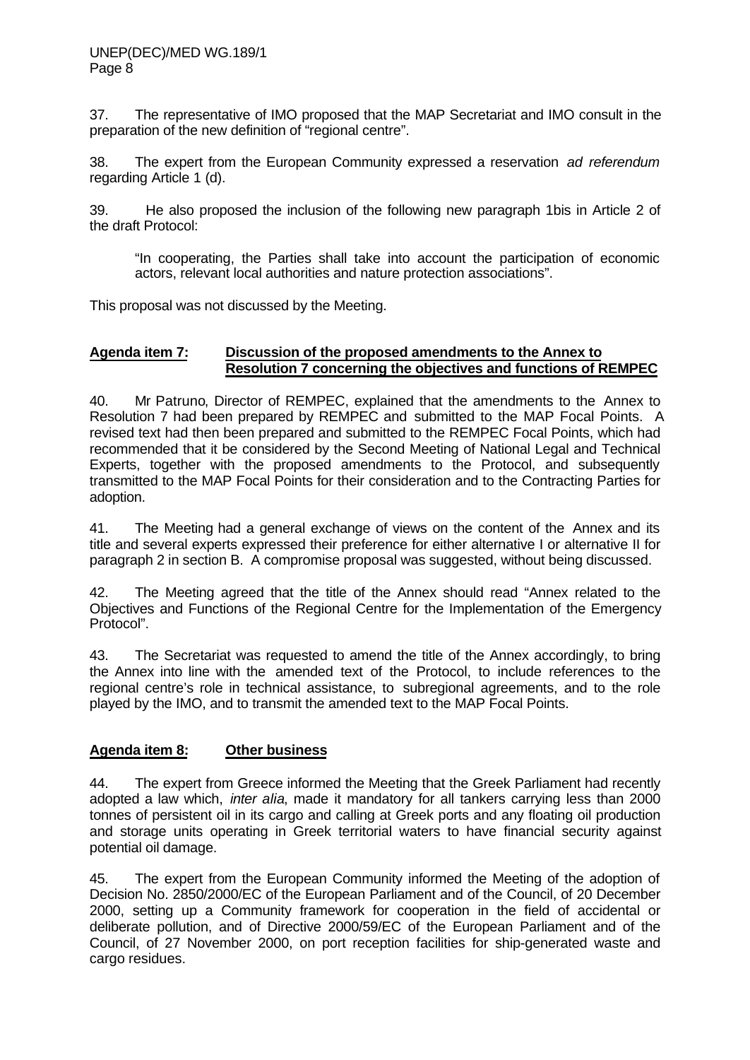37. The representative of IMO proposed that the MAP Secretariat and IMO consult in the preparation of the new definition of "regional centre".

38. The expert from the European Community expressed a reservation *ad referendum* regarding Article 1 (d).

39. He also proposed the inclusion of the following new paragraph 1bis in Article 2 of the draft Protocol:

> "In cooperating, the Parties shall take into account the participation of economic actors, relevant local authorities and nature protection associations".

This proposal was not discussed by the Meeting.

## Agenda item 7: Discussion of the proposed amendments to the Annex to Resolution 7 concerning the objectives and functions of REMPEC

40. Mr Patruno, Director of REMPEC, explained that the amendments to the Annex to Resolution 7 had been prepared by REMPEC and submitted to the MAP Focal Points. A revised text had then been prepared and submitted to the REMPEC Focal Points, which had recommended that it be considered by the Second Meeting of National Legal and Technical Experts, together with the proposed amendments to the Protocol, and subsequently transmitted to the MAP Focal Points for their consideration and to the Contracting Parties for adoption.

41. The Meeting had a general exchange of views on the content of the Annex and its title and several experts expressed their preference for either alternative I or alternative II for paragraph 2 in section B. A compromise proposal was suggested, without being discussed.

42. The Meeting agreed that the title of the Annex should read "Annex related to the Objectives and Functions of the Regional Centre for the Implementation of the Emergency Protocol".

43. The Secretariat was requested to amend the title of the Annex accordingly, to bring the Annex into line with the amended text of the Protocol, to include references to the regional centre's role in technical assistance, to subregional agreements, and to the role played by the IMO, and to transmit the amended text to the MAP Focal Points.

## Agenda item 8: Other business

44. The expert from Greece informed the Meeting that the Greek Parliament had recently adopted a law which, *inter alia*, made it mandatory for all tankers carrying less than 2000 tonnes of persistent oil in its cargo and calling at Greek ports and any floating oil production and storage units operating in Greek territorial waters to have financial security against potential oil damage.

45. The expert from the European Community informed the Meeting of the adoption of Decision No. 2850/2000/EC of the European Parliament and of the Council, of 20 December 2000, setting up a Community framework for cooperation in the field of accidental or deliberate pollution, and of Directive 2000/59/EC of the European Parliament and of the Council, of 27 November 2000, on port reception facilities for ship-generated waste and cargo residues.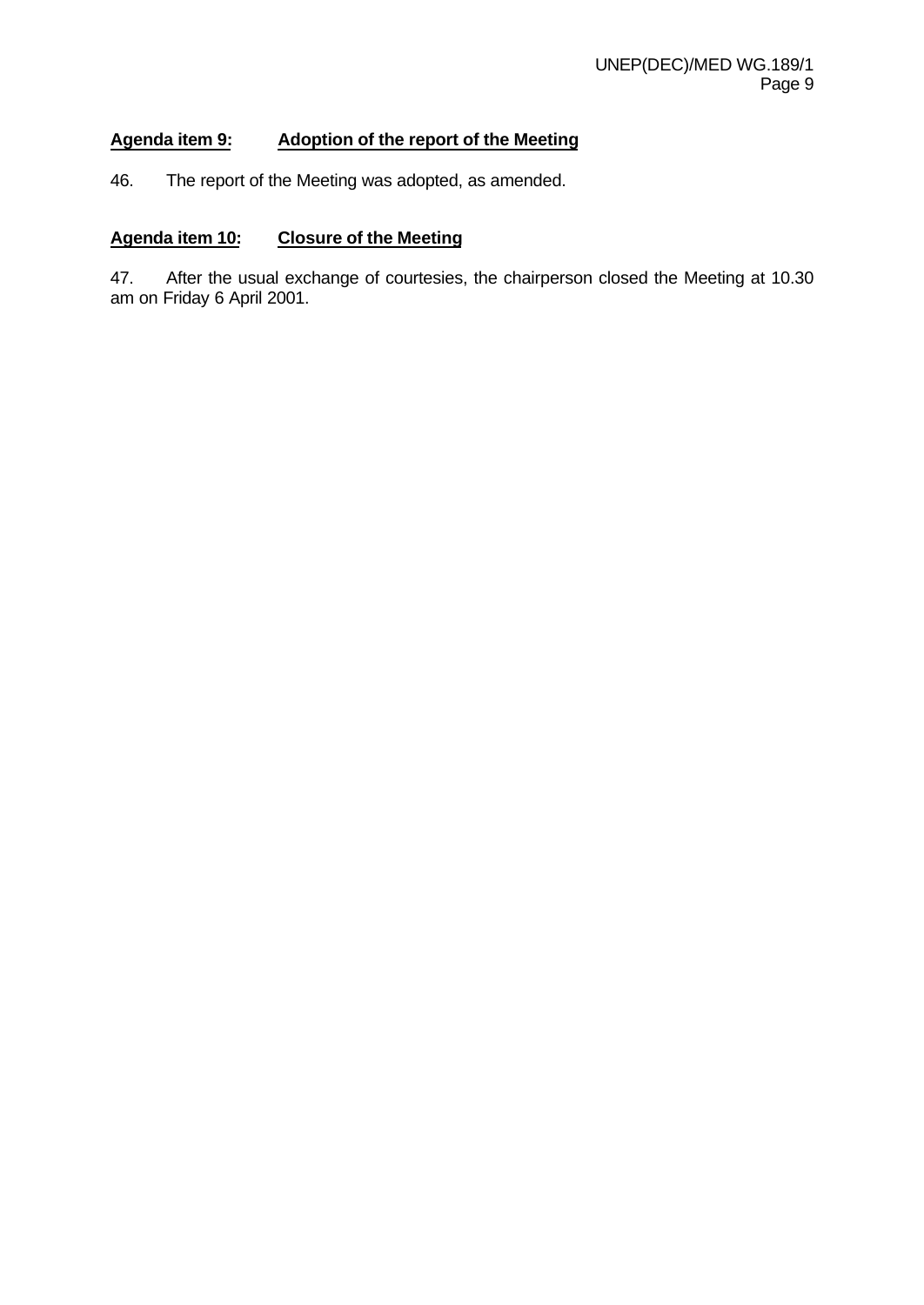**Agenda item 9: Adoption of the report of the Meeting**

46. The report of the Meeting was adopted, as amended.

**Agenda item 10: Closure of the Meeting**

47. After the usual exchange of courtesies, the chairperson closed the Meeting at 10.30 am on Friday 6 April 2001.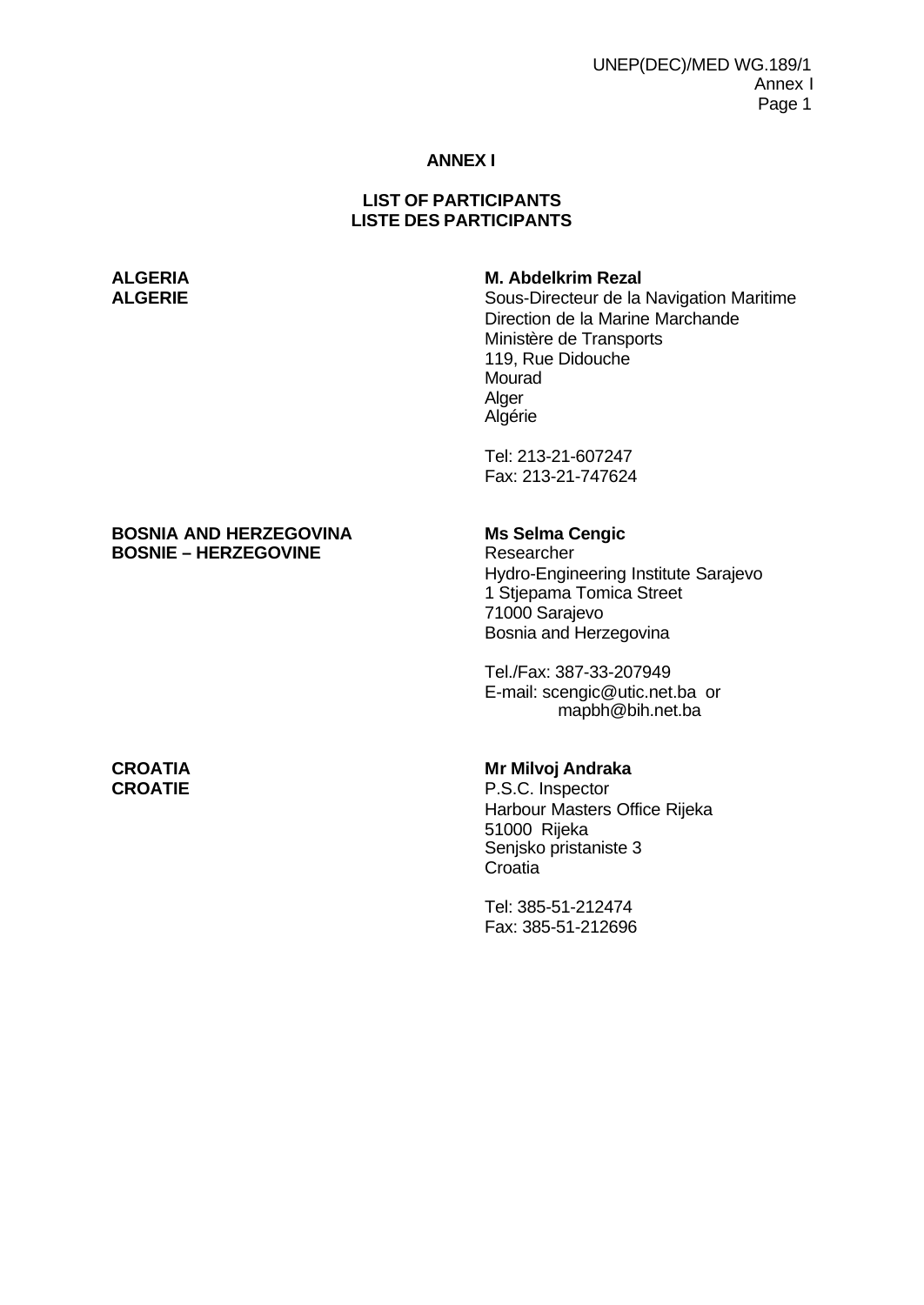**ANNEX I**

**LIST OF PARTICIPANTS**
**LISTE DES PARTICIPANTS**

**ALGERIA**
**ALGERIE**

**M. Abdelkrim Rezal**
Sous-Directeur de la Navigation Maritime
Direction de la Marine Marchande
Ministère de Transports
119, Rue Didouche
Mourad
Alger
Algérie

Tel: 213-21-607247
Fax: 213-21-747624

**BOSNIA AND HERZEGOVINA**
**BOSNIE – HERZEGOVINE**

**Ms Selma Cengic**
Researcher
Hydro-Engineering Institute Sarajevo
1 Stjepama Tomica Street
71000 Sarajevo
Bosnia and Herzegovina

Tel./Fax: 387-33-207949
E-mail: scengic@utic.net.ba or
mapbh@bih.net.ba

**CROATIA**
**CROATIE**

**Mr Milvoj Andraka**
P.S.C. Inspector
Harbour Masters Office Rijeka
51000 Rijeka
Senjsko pristaniste 3
Croatia

Tel: 385-51-212474
Fax: 385-51-212696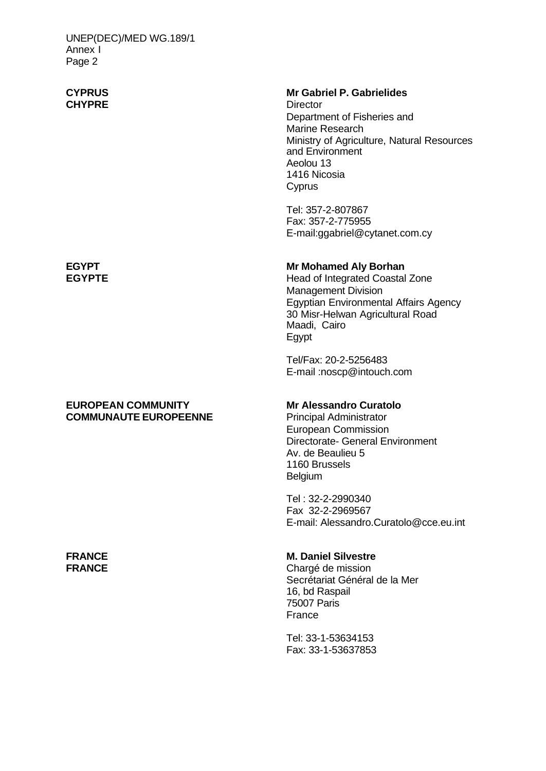**CYPRUS**
**CHYPRE**

**Mr Gabriel P. Gabrielides**
Director
Department of Fisheries and
Marine Research
Ministry of Agriculture, Natural Resources
and Environment
Aeolou 13
1416 Nicosia
Cyprus

Tel: 357-2-807867
Fax: 357-2-775955
E-mail:ggabriel@cytanet.com.cy

**EGYPT**
**EGYPTE**

**Mr Mohamed Aly Borhan**
Head of Integrated Coastal Zone
Management Division
Egyptian Environmental Affairs Agency
30 Misr-Helwan Agricultural Road
Maadi, Cairo
Egypt

Tel/Fax: 20-2-5256483
E-mail :noscp@intouch.com

**EUROPEAN COMMUNITY**
**COMMUNAUTE EUROPEENNE**

**Mr Alessandro Curatolo**
Principal Administrator
European Commission
Directorate- General Environment
Av. de Beaulieu 5
1160 Brussels
Belgium

Tel : 32-2-2990340
Fax 32-2-2969567
E-mail: Alessandro.Curatolo@cce.eu.int

**FRANCE**
**FRANCE**

**M. Daniel Silvestre**
Chargé de mission
Secrétariat Général de la Mer
16, bd Raspail
75007 Paris
France

Tel: 33-1-53634153
Fax: 33-1-53637853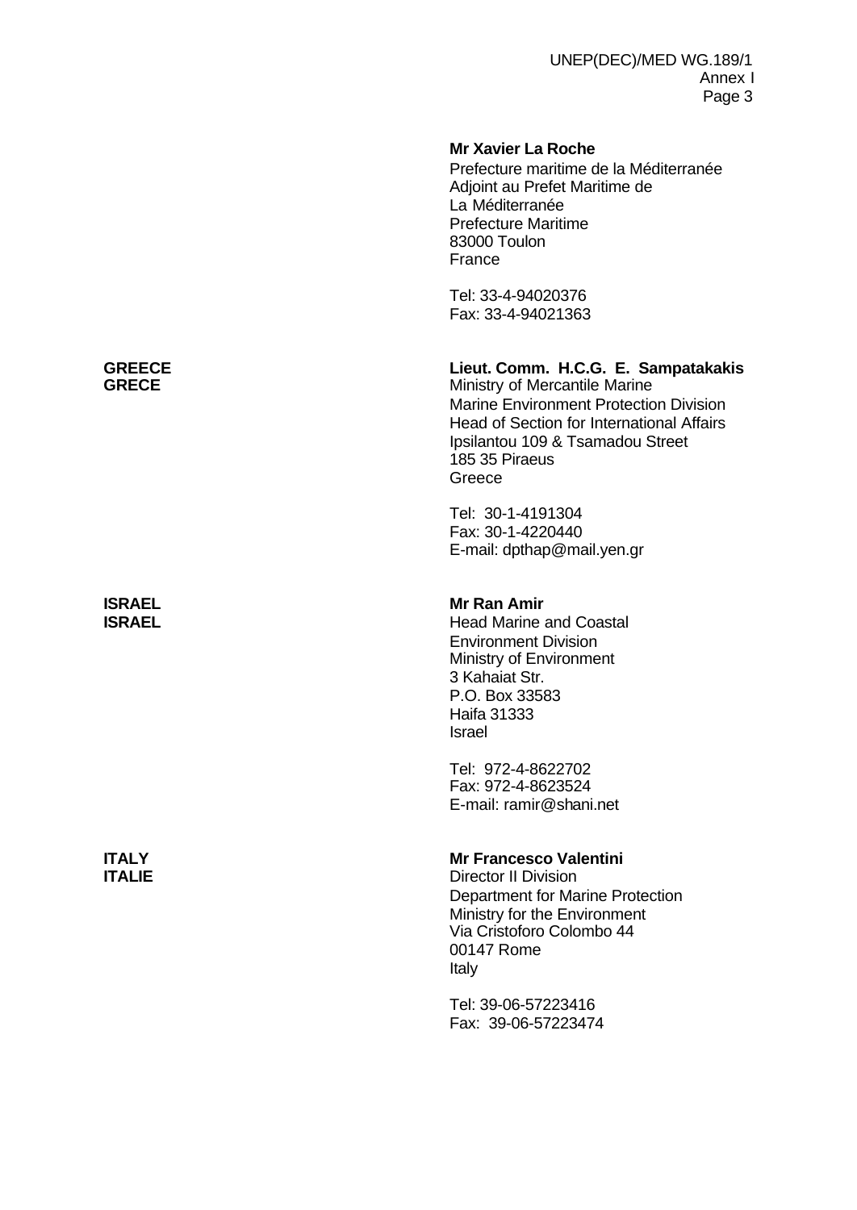**Mr Xavier La Roche**
Prefecture maritime de la Méditerranée
Adjoint au Prefet Maritime de
La Méditerranée
Prefecture Maritime
83000 Toulon
France

Tel: 33-4-94020376
Fax: 33-4-94021363

**GREECE**
**GRECE**

**Lieut. Comm. H.C.G. E. Sampatakakis**
Ministry of Mercantile Marine
Marine Environment Protection Division
Head of Section for International Affairs
Ipsilantou 109 & Tsamadou Street
185 35 Piraeus
Greece

Tel: 30-1-4191304
Fax: 30-1-4220440
E-mail: dpthap@mail.yen.gr

**ISRAEL**
**ISRAEL**

**Mr Ran Amir**
Head Marine and Coastal
Environment Division
Ministry of Environment
3 Kahaiat Str.
P.O. Box 33583
Haifa 31333
Israel

Tel: 972-4-8622702
Fax: 972-4-8623524
E-mail: ramir@shani.net

**ITALY**
**ITALIE**

**Mr Francesco Valentini**
Director II Division
Department for Marine Protection
Ministry for the Environment
Via Cristoforo Colombo 44
00147 Rome
Italy

Tel: 39-06-57223416
Fax: 39-06-57223474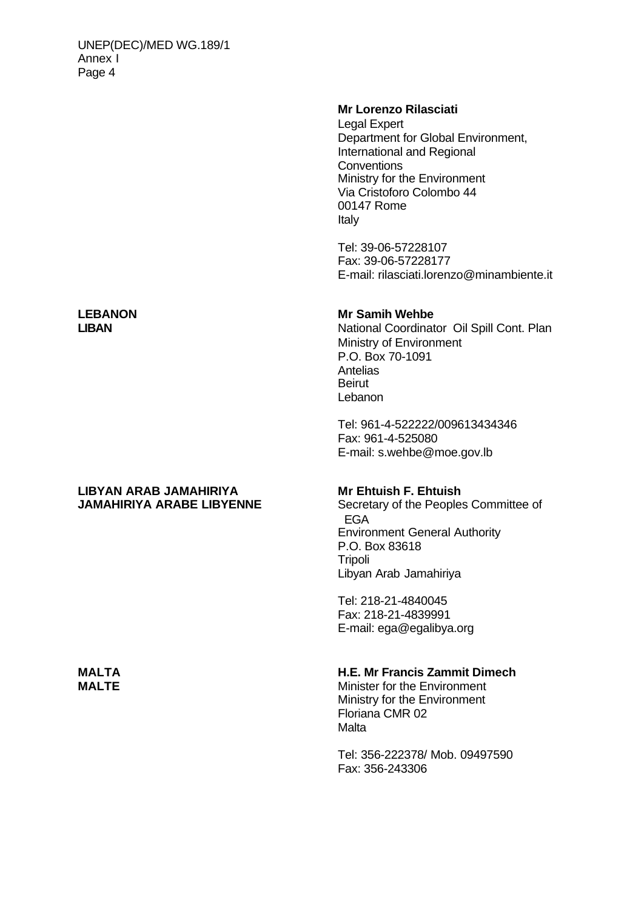| | |
|---|---|
| | **Mr Lorenzo Rilasciati**<br>Legal Expert<br>Department for Global Environment, International and Regional Conventions<br>Ministry for the Environment<br>Via Cristoforo Colombo 44<br>00147 Rome<br>Italy<br><br>Tel: 39-06-57228107<br>Fax: 39-06-57228177<br>E-mail: rilasciati.lorenzo@minambiente.it |
| **LEBANON**<br>**LIBAN** | **Mr Samih Wehbe**<br>National Coordinator Oil Spill Cont. Plan<br>Ministry of Environment<br>P.O. Box 70-1091<br>Antelias<br>Beirut<br>Lebanon<br><br>Tel: 961-4-522222/009613434346<br>Fax: 961-4-525080<br>E-mail: s.wehbe@moe.gov.lb |
| **LIBYAN ARAB JAMAHIRIYA**<br>**JAMAHIRIYA ARABE LIBYENNE** | **Mr Ehtuish F. Ehtuish**<br>Secretary of the Peoples Committee of EGA<br>Environment General Authority<br>P.O. Box 83618<br>Tripoli<br>Libyan Arab Jamahiriya<br><br>Tel: 218-21-4840045<br>Fax: 218-21-4839991<br>E-mail: ega@egalibya.org |
| **MALTA**<br>**MALTE** | **H.E. Mr Francis Zammit Dimech**<br>Minister for the Environment<br>Ministry for the Environment<br>Floriana CMR 02<br>Malta<br><br>Tel: 356-222378/ Mob. 09497590<br>Fax: 356-243306 |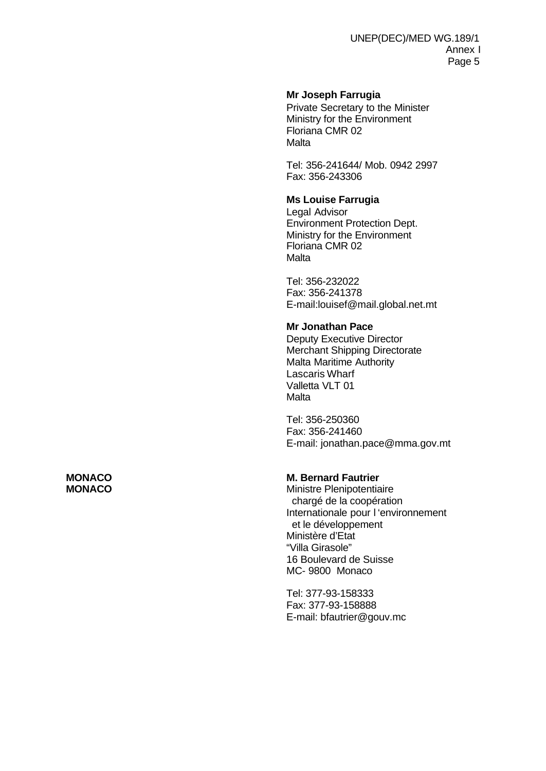**Mr Joseph Farrugia**
Private Secretary to the Minister
Ministry for the Environment
Floriana CMR 02
Malta

Tel: 356-241644/ Mob. 0942 2997
Fax: 356-243306

**Ms Louise Farrugia**
Legal Advisor
Environment Protection Dept.
Ministry for the Environment
Floriana CMR 02
Malta

Tel: 356-232022
Fax: 356-241378
E-mail:louisef@mail.global.net.mt

**Mr Jonathan Pace**
Deputy Executive Director
Merchant Shipping Directorate
Malta Maritime Authority
Lascaris Wharf
Valletta VLT 01
Malta

Tel: 356-250360
Fax: 356-241460
E-mail: jonathan.pace@mma.gov.mt

**MONACO**
**MONACO**

**M. Bernard Fautrier**
Ministre Plenipotentiaire
chargé de la coopération
Internationale pour l 'environnement
et le développement
Ministère d'Etat
"Villa Girasole"
16 Boulevard de Suisse
MC- 9800 Monaco

Tel: 377-93-158333
Fax: 377-93-158888
E-mail: bfautrier@gouv.mc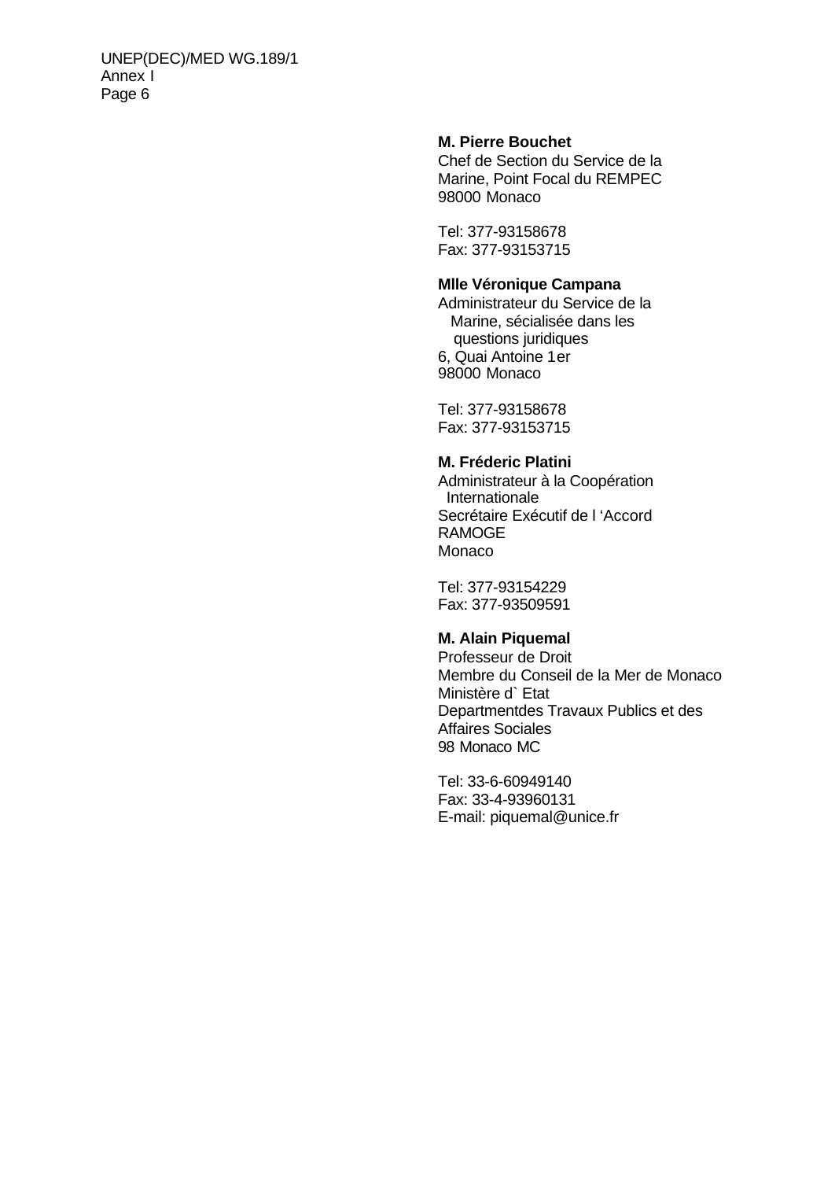**M. Pierre Bouchet**
Chef de Section du Service de la Marine, Point Focal du REMPEC
98000 Monaco

Tel: 377-93158678
Fax: 377-93153715

**Mlle Véronique Campana**
Administrateur du Service de la Marine, sécialisée dans les questions juridiques
6, Quai Antoine 1er
98000 Monaco

Tel: 377-93158678
Fax: 377-93153715

**M. Fréderic Platini**
Administrateur à la Coopération Internationale
Secrétaire Exécutif de l 'Accord RAMOGE
Monaco

Tel: 377-93154229
Fax: 377-93509591

**M. Alain Piquemal**
Professeur de Droit
Membre du Conseil de la Mer de Monaco
Ministère d` Etat
Departmentdes Travaux Publics et des Affaires Sociales
98 Monaco MC

Tel: 33-6-60949140
Fax: 33-4-93960131
E-mail: piquemal@unice.fr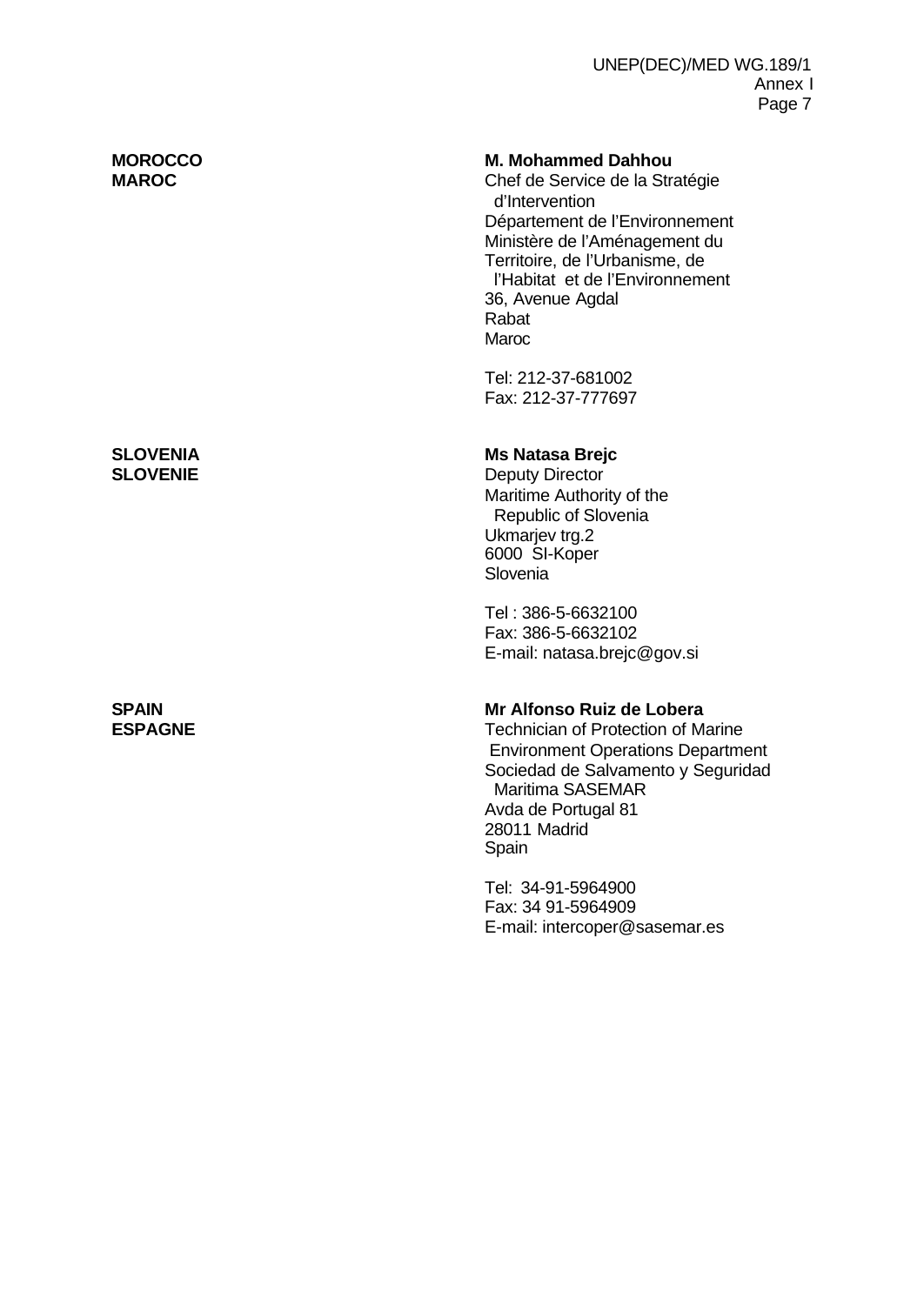| | |
|---|---|
| **MOROCCO**<br>**MAROC** | **M. Mohammed Dahhou**<br>Chef de Service de la Stratégie d'Intervention<br>Département de l'Environnement<br>Ministère de l'Aménagement du Territoire, de l'Urbanisme, de l'Habitat et de l'Environnement<br>36, Avenue Agdal<br>Rabat<br>Maroc<br><br>Tel: 212-37-681002<br>Fax: 212-37-777697 |
| **SLOVENIA**<br>**SLOVENIE** | **Ms Natasa Brejc**<br>Deputy Director<br>Maritime Authority of the Republic of Slovenia<br>Ukmarjev trg.2<br>6000 SI-Koper<br>Slovenia<br><br>Tel : 386-5-6632100<br>Fax: 386-5-6632102<br>E-mail: natasa.brejc@gov.si |
| **SPAIN**<br>**ESPAGNE** | **Mr Alfonso Ruiz de Lobera**<br>Technician of Protection of Marine Environment Operations Department<br>Sociedad de Salvamento y Seguridad Maritima SASEMAR<br>Avda de Portugal 81<br>28011 Madrid<br>Spain<br><br>Tel: 34-91-5964900<br>Fax: 34 91-5964909<br>E-mail: intercoper@sasemar.es |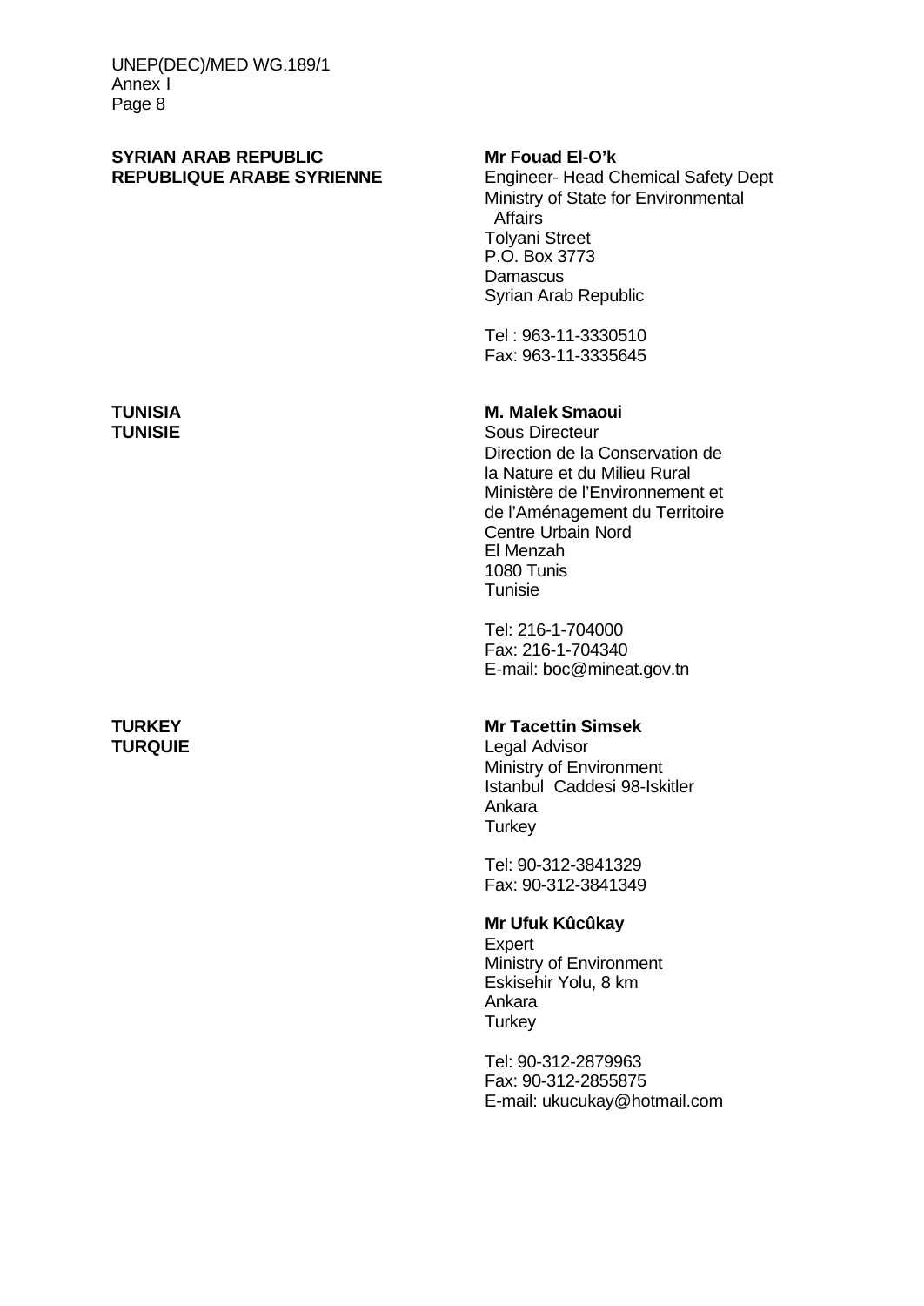**SYRIAN ARAB REPUBLIC**
**REPUBLIQUE ARABE SYRIENNE**

**Mr Fouad El-O'k**
Engineer- Head Chemical Safety Dept
Ministry of State for Environmental Affairs
Tolyani Street
P.O. Box 3773
Damascus
Syrian Arab Republic

Tel : 963-11-3330510
Fax: 963-11-3335645

**TUNISIA**
**TUNISIE**

**M. Malek Smaoui**
Sous Directeur
Direction de la Conservation de la Nature et du Milieu Rural
Ministère de l'Environnement et de l'Aménagement du Territoire
Centre Urbain Nord
El Menzah
1080 Tunis
Tunisie

Tel: 216-1-704000
Fax: 216-1-704340
E-mail: boc@mineat.gov.tn

**TURKEY**
**TURQUIE**

**Mr Tacettin Simsek**
Legal Advisor
Ministry of Environment
Istanbul Caddesi 98-Iskitler
Ankara
Turkey

Tel: 90-312-3841329
Fax: 90-312-3841349

**Mr Ufuk Kûcûkay**
Expert
Ministry of Environment
Eskisehir Yolu, 8 km
Ankara
Turkey

Tel: 90-312-2879963
Fax: 90-312-2855875
E-mail: ukucukay@hotmail.com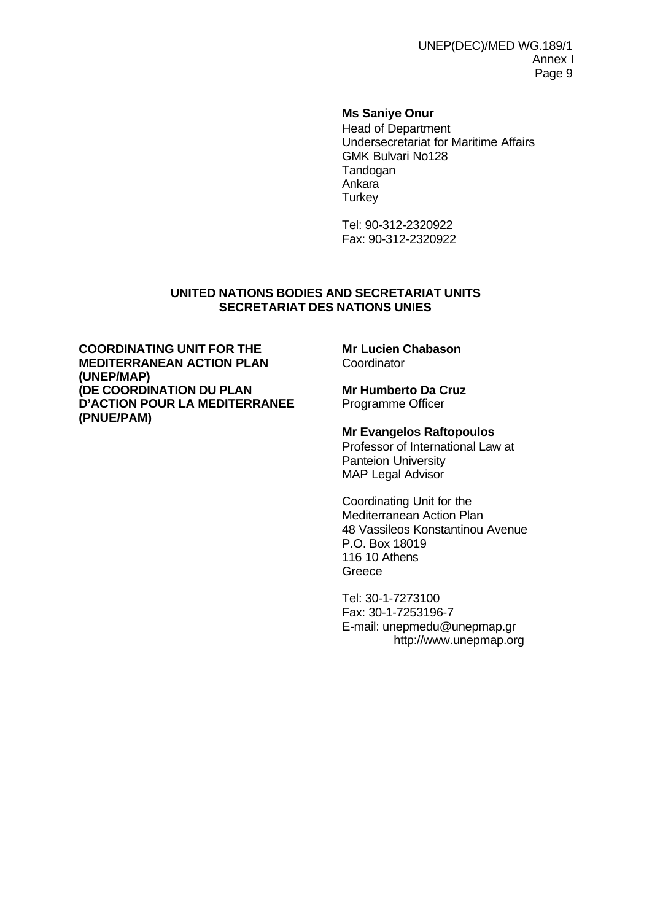**Ms Saniye Onur**
Head of Department
Undersecretariat for Maritime Affairs
GMK Bulvari No128
Tandogan
Ankara
Turkey

Tel: 90-312-2320922
Fax: 90-312-2320922

## UNITED NATIONS BODIES AND SECRETARIAT UNITS
## SECRETARIAT DES NATIONS UNIES

**COORDINATING UNIT FOR THE MEDITERRANEAN ACTION PLAN (UNEP/MAP)**
**(DE COORDINATION DU PLAN D'ACTION POUR LA MEDITERRANEE (PNUE/PAM)**

**Mr Lucien Chabason**
Coordinator

**Mr Humberto Da Cruz**
Programme Officer

**Mr Evangelos Raftopoulos**
Professor of International Law at Panteion University
MAP Legal Advisor

Coordinating Unit for the Mediterranean Action Plan
48 Vassileos Konstantinou Avenue
P.O. Box 18019
116 10 Athens
Greece

Tel: 30-1-7273100
Fax: 30-1-7253196-7
E-mail: unepmedu@unepmap.gr
http://www.unepmap.org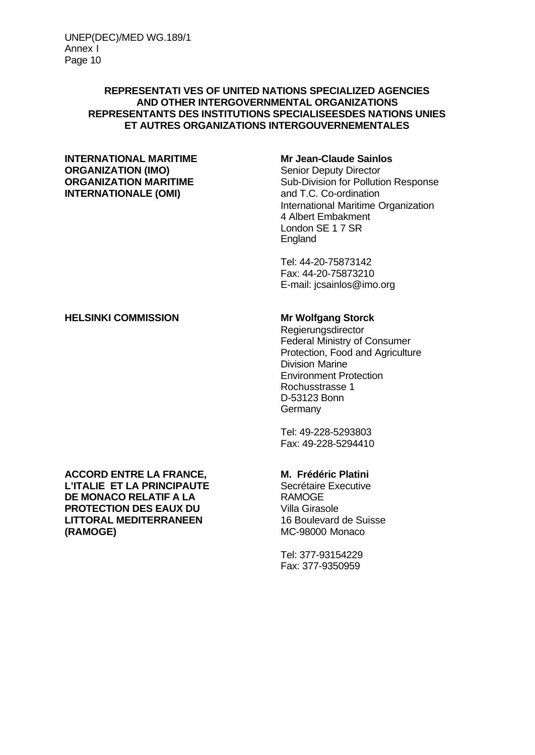**REPRESENTATI VES OF UNITED NATIONS SPECIALIZED AGENCIES AND OTHER INTERGOVERNMENTAL ORGANIZATIONS**
**REPRESENTANTS DES INSTITUTIONS SPECIALISEESDES NATIONS UNIES ET AUTRES ORGANIZATIONS INTERGOUVERNEMENTALES**

**INTERNATIONAL MARITIME ORGANIZATION (IMO)**
**ORGANIZATION MARITIME INTERNATIONALE (OMI)**

**Mr Jean-Claude Sainlos**
Senior Deputy Director
Sub-Division for Pollution Response and T.C. Co-ordination
International Maritime Organization
4 Albert Embakment
London SE 1 7 SR
England

Tel: 44-20-75873142
Fax: 44-20-75873210
E-mail: jcsainlos@imo.org

**HELSINKI COMMISSION**

**Mr Wolfgang Storck**
Regierungsdirector
Federal Ministry of Consumer Protection, Food and Agriculture
Division Marine
Environment Protection
Rochusstrasse 1
D-53123 Bonn
Germany

Tel: 49-228-5293803
Fax: 49-228-5294410

**ACCORD ENTRE LA FRANCE, L'ITALIE ET LA PRINCIPAUTE DE MONACO RELATIF A LA PROTECTION DES EAUX DU LITTORAL MEDITERRANEEN (RAMOGE)**

**M. Frédéric Platini**
Secrétaire Executive
RAMOGE
Villa Girasole
16 Boulevard de Suisse
MC-98000 Monaco

Tel: 377-93154229
Fax: 377-9350959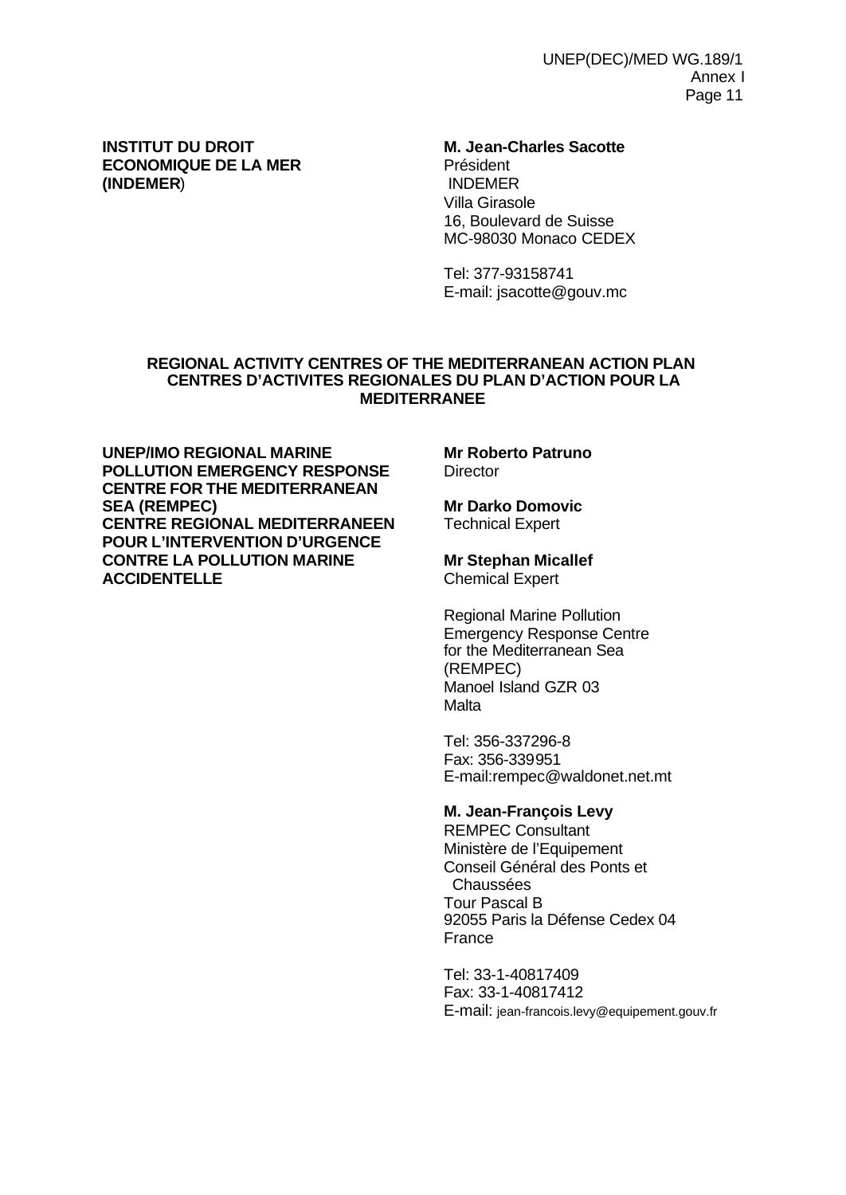**INSTITUT DU DROIT ECONOMIQUE DE LA MER (INDEMER)**

**M. Jean-Charles Sacotte**
Président
INDEMER
Villa Girasole
16, Boulevard de Suisse
MC-98030 Monaco CEDEX

Tel: 377-93158741
E-mail: jsacotte@gouv.mc

## REGIONAL ACTIVITY CENTRES OF THE MEDITERRANEAN ACTION PLAN
## CENTRES D'ACTIVITES REGIONALES DU PLAN D'ACTION POUR LA MEDITERRANEE

**UNEP/IMO REGIONAL MARINE POLLUTION EMERGENCY RESPONSE CENTRE FOR THE MEDITERRANEAN SEA (REMPEC)**
**CENTRE REGIONAL MEDITERRANEEN POUR L'INTERVENTION D'URGENCE CONTRE LA POLLUTION MARINE ACCIDENTELLE**

**Mr Roberto Patruno**
Director

**Mr Darko Domovic**
Technical Expert

**Mr Stephan Micallef**
Chemical Expert

Regional Marine Pollution Emergency Response Centre for the Mediterranean Sea (REMPEC)
Manoel Island GZR 03
Malta

Tel: 356-337296-8
Fax: 356-339951
E-mail:rempec@waldonet.net.mt

**M. Jean-François Levy**
REMPEC Consultant
Ministère de l'Equipement
Conseil Général des Ponts et Chaussées
Tour Pascal B
92055 Paris la Défense Cedex 04
France

Tel: 33-1-40817409
Fax: 33-1-40817412
E-mail: jean-francois.levy@equipement.gouv.fr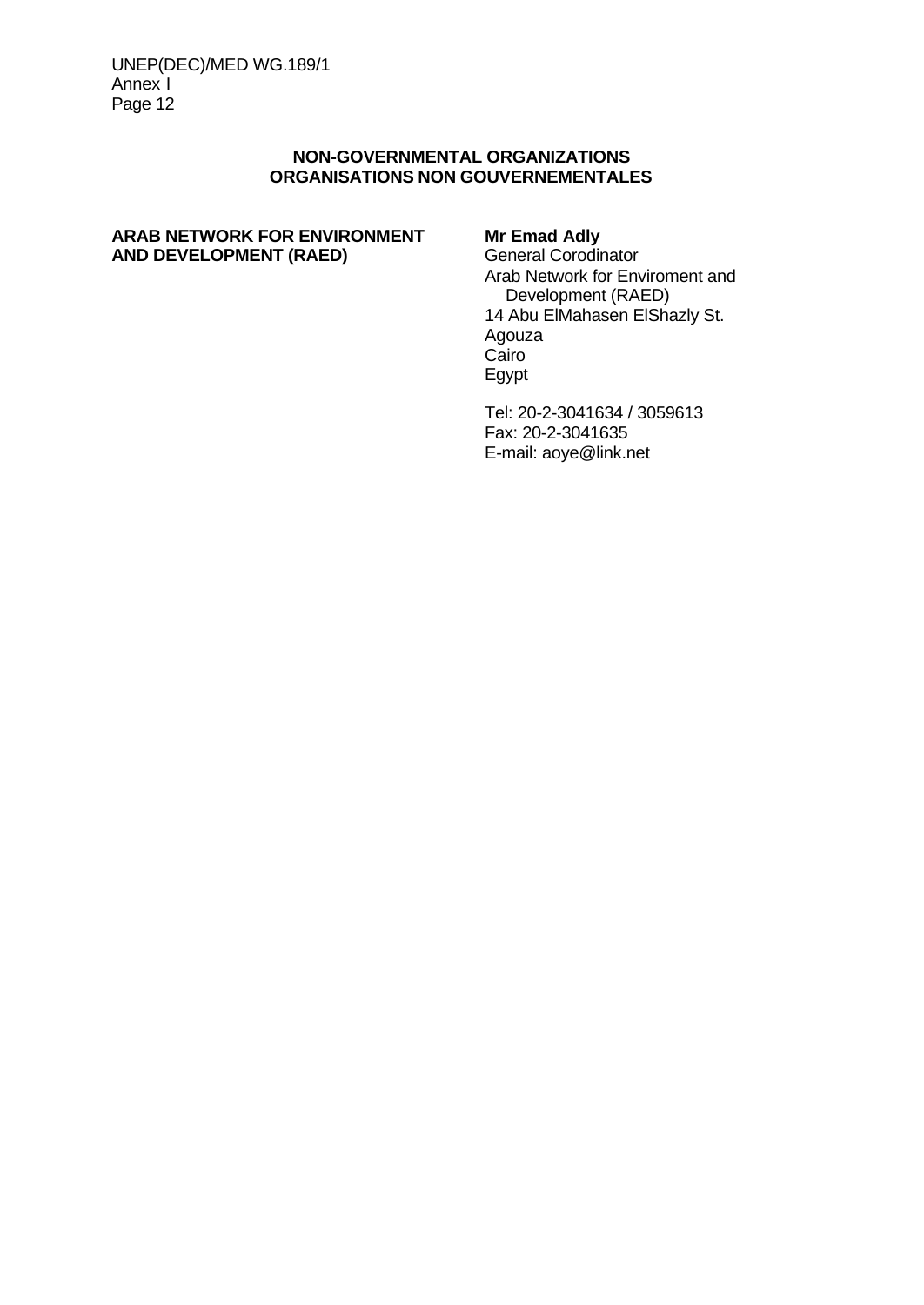**NON-GOVERNMENTAL ORGANIZATIONS**
**ORGANISATIONS NON GOUVERNEMENTALES**

**ARAB NETWORK FOR ENVIRONMENT AND DEVELOPMENT (RAED)**

**Mr Emad Adly**
General Corodinator
Arab Network for Enviroment and Development (RAED)
14 Abu ElMahasen ElShazly St.
Agouza
Cairo
Egypt

Tel: 20-2-3041634 / 3059613
Fax: 20-2-3041635
E-mail: aoye@link.net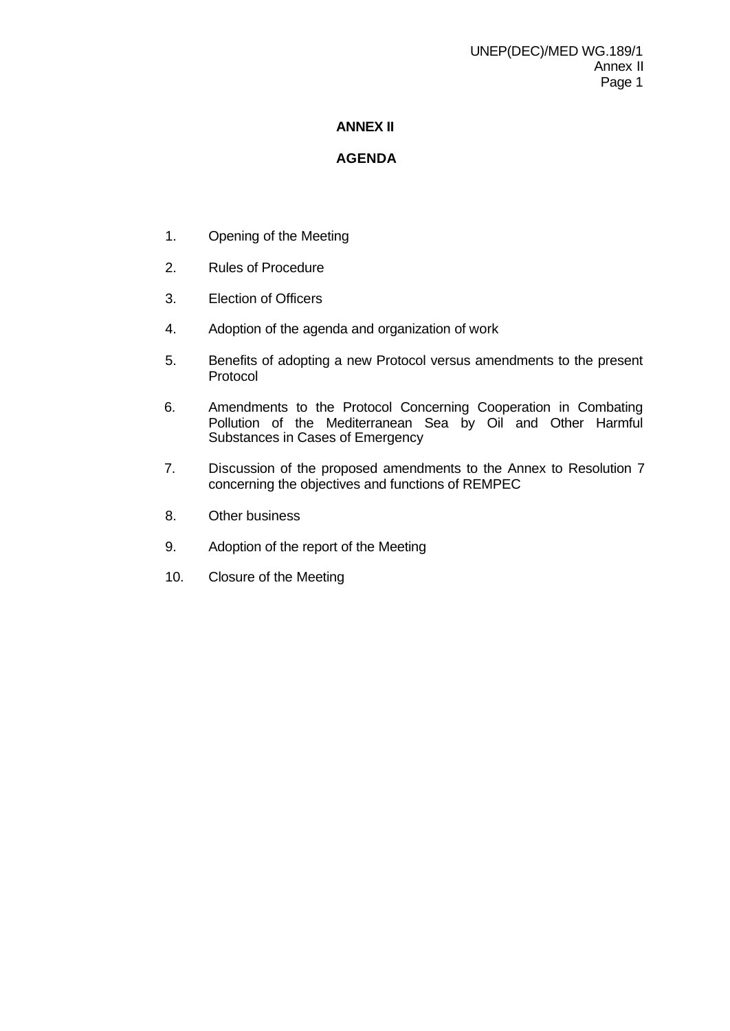# ANNEX II

## AGENDA

1. Opening of the Meeting
2. Rules of Procedure
3. Election of Officers
4. Adoption of the agenda and organization of work
5. Benefits of adopting a new Protocol versus amendments to the present Protocol
6. Amendments to the Protocol Concerning Cooperation in Combating Pollution of the Mediterranean Sea by Oil and Other Harmful Substances in Cases of Emergency
7. Discussion of the proposed amendments to the Annex to Resolution 7 concerning the objectives and functions of REMPEC
8. Other business
9. Adoption of the report of the Meeting
10. Closure of the Meeting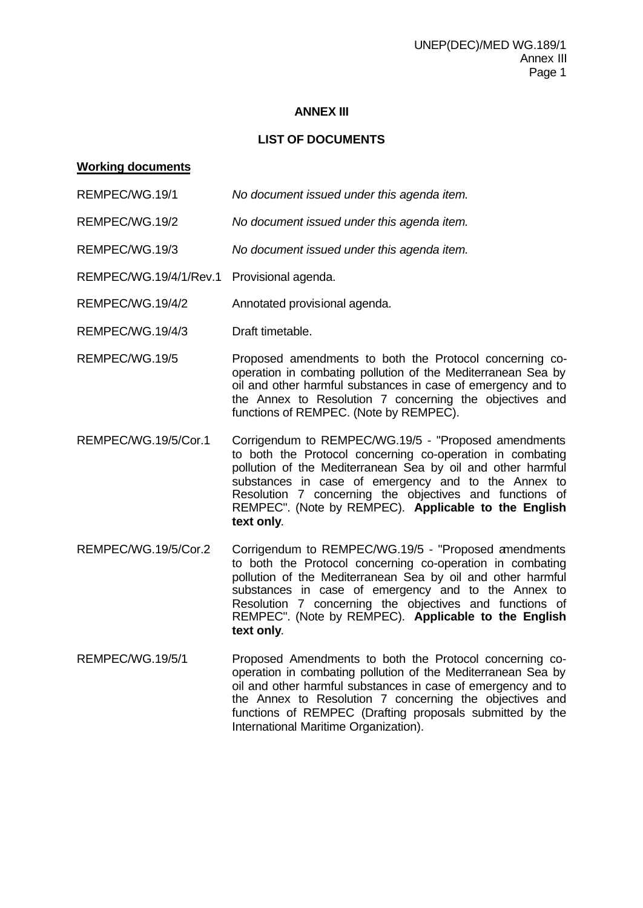**ANNEX III**

**LIST OF DOCUMENTS**

**Working documents**

| | |
|---|---|
| REMPEC/WG.19/1 | *No document issued under this agenda item.* |
| REMPEC/WG.19/2 | *No document issued under this agenda item.* |
| REMPEC/WG.19/3 | *No document issued under this agenda item.* |
| REMPEC/WG.19/4/1/Rev.1 | Provisional agenda. |
| REMPEC/WG.19/4/2 | Annotated provisional agenda. |
| REMPEC/WG.19/4/3 | Draft timetable. |
| REMPEC/WG.19/5 | Proposed amendments to both the Protocol concerning co-operation in combating pollution of the Mediterranean Sea by oil and other harmful substances in case of emergency and to the Annex to Resolution 7 concerning the objectives and functions of REMPEC. (Note by REMPEC). |
| REMPEC/WG.19/5/Cor.1 | Corrigendum to REMPEC/WG.19/5 - "Proposed amendments to both the Protocol concerning co-operation in combating pollution of the Mediterranean Sea by oil and other harmful substances in case of emergency and to the Annex to Resolution 7 concerning the objectives and functions of REMPEC". (Note by REMPEC). **Applicable to the English text only**. |
| REMPEC/WG.19/5/Cor.2 | Corrigendum to REMPEC/WG.19/5 - "Proposed amendments to both the Protocol concerning co-operation in combating pollution of the Mediterranean Sea by oil and other harmful substances in case of emergency and to the Annex to Resolution 7 concerning the objectives and functions of REMPEC". (Note by REMPEC). **Applicable to the English text only**. |
| REMPEC/WG.19/5/1 | Proposed Amendments to both the Protocol concerning co-operation in combating pollution of the Mediterranean Sea by oil and other harmful substances in case of emergency and to the Annex to Resolution 7 concerning the objectives and functions of REMPEC (Drafting proposals submitted by the International Maritime Organization). |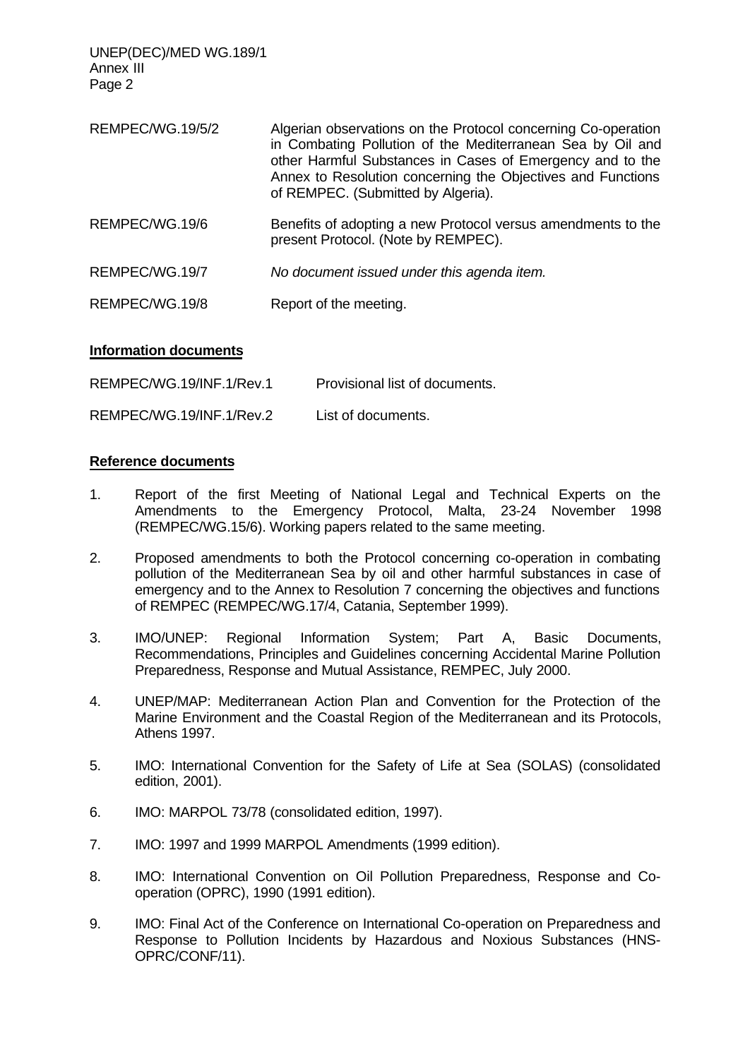| | |
|---|---|
| REMPEC/WG.19/5/2 | Algerian observations on the Protocol concerning Co-operation in Combating Pollution of the Mediterranean Sea by Oil and other Harmful Substances in Cases of Emergency and to the Annex to Resolution concerning the Objectives and Functions of REMPEC. (Submitted by Algeria). |
| REMPEC/WG.19/6 | Benefits of adopting a new Protocol versus amendments to the present Protocol. (Note by REMPEC). |
| REMPEC/WG.19/7 | *No document issued under this agenda item.* |
| REMPEC/WG.19/8 | Report of the meeting. |

**Information documents**

| | |
|---|---|
| REMPEC/WG.19/INF.1/Rev.1 | Provisional list of documents. |
| REMPEC/WG.19/INF.1/Rev.2 | List of documents. |

**Reference documents**

1. Report of the first Meeting of National Legal and Technical Experts on the Amendments to the Emergency Protocol, Malta, 23-24 November 1998 (REMPEC/WG.15/6). Working papers related to the same meeting.

2. Proposed amendments to both the Protocol concerning co-operation in combating pollution of the Mediterranean Sea by oil and other harmful substances in case of emergency and to the Annex to Resolution 7 concerning the objectives and functions of REMPEC (REMPEC/WG.17/4, Catania, September 1999).

3. IMO/UNEP: Regional Information System; Part A, Basic Documents, Recommendations, Principles and Guidelines concerning Accidental Marine Pollution Preparedness, Response and Mutual Assistance, REMPEC, July 2000.

4. UNEP/MAP: Mediterranean Action Plan and Convention for the Protection of the Marine Environment and the Coastal Region of the Mediterranean and its Protocols, Athens 1997.

5. IMO: International Convention for the Safety of Life at Sea (SOLAS) (consolidated edition, 2001).

6. IMO: MARPOL 73/78 (consolidated edition, 1997).

7. IMO: 1997 and 1999 MARPOL Amendments (1999 edition).

8. IMO: International Convention on Oil Pollution Preparedness, Response and Co-operation (OPRC), 1990 (1991 edition).

9. IMO: Final Act of the Conference on International Co-operation on Preparedness and Response to Pollution Incidents by Hazardous and Noxious Substances (HNS-OPRC/CONF/11).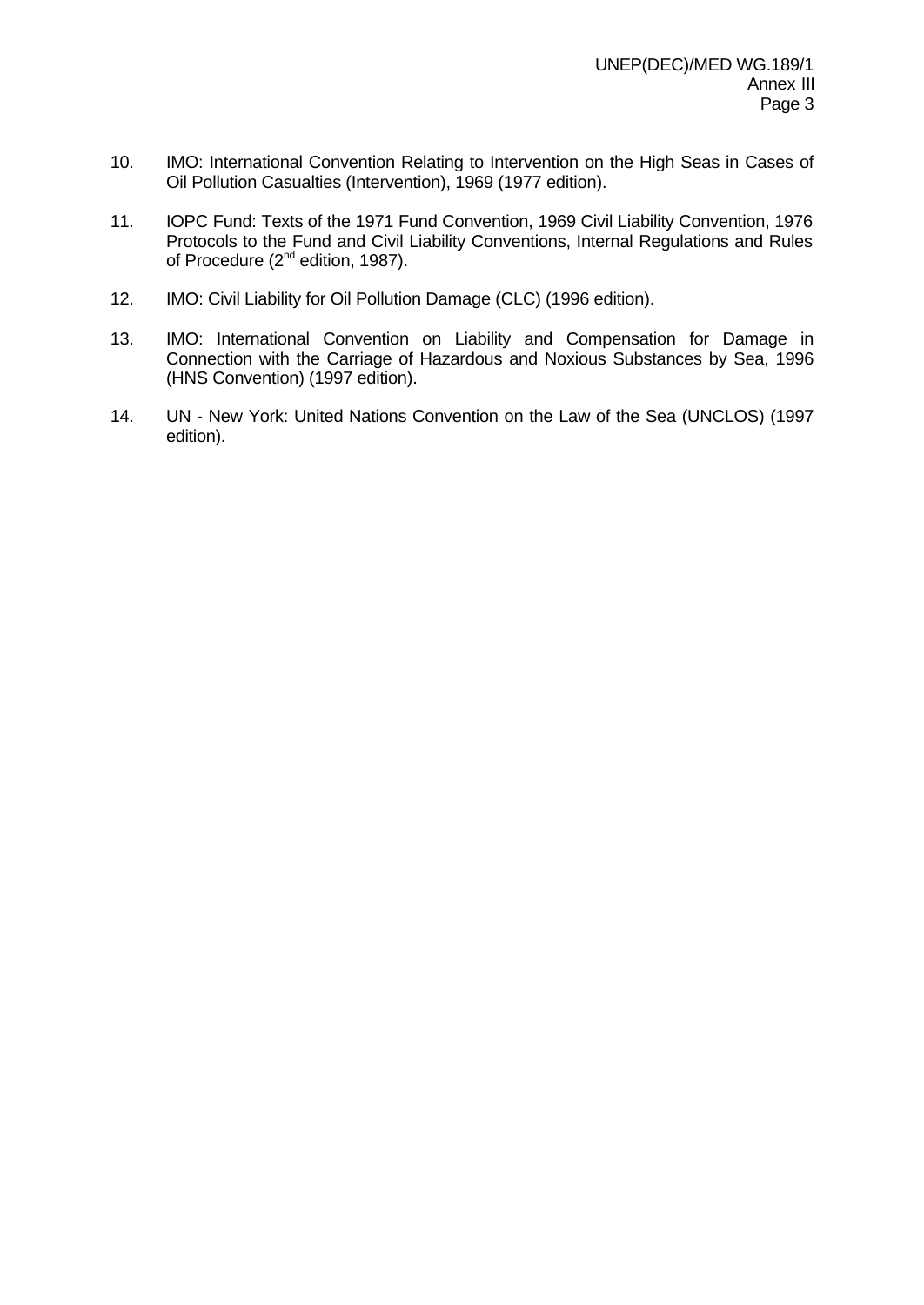10. IMO: International Convention Relating to Intervention on the High Seas in Cases of Oil Pollution Casualties (Intervention), 1969 (1977 edition).

11. IOPC Fund: Texts of the 1971 Fund Convention, 1969 Civil Liability Convention, 1976 Protocols to the Fund and Civil Liability Conventions, Internal Regulations and Rules of Procedure (2nd edition, 1987).

12. IMO: Civil Liability for Oil Pollution Damage (CLC) (1996 edition).

13. IMO: International Convention on Liability and Compensation for Damage in Connection with the Carriage of Hazardous and Noxious Substances by Sea, 1996 (HNS Convention) (1997 edition).

14. UN - New York: United Nations Convention on the Law of the Sea (UNCLOS) (1997 edition).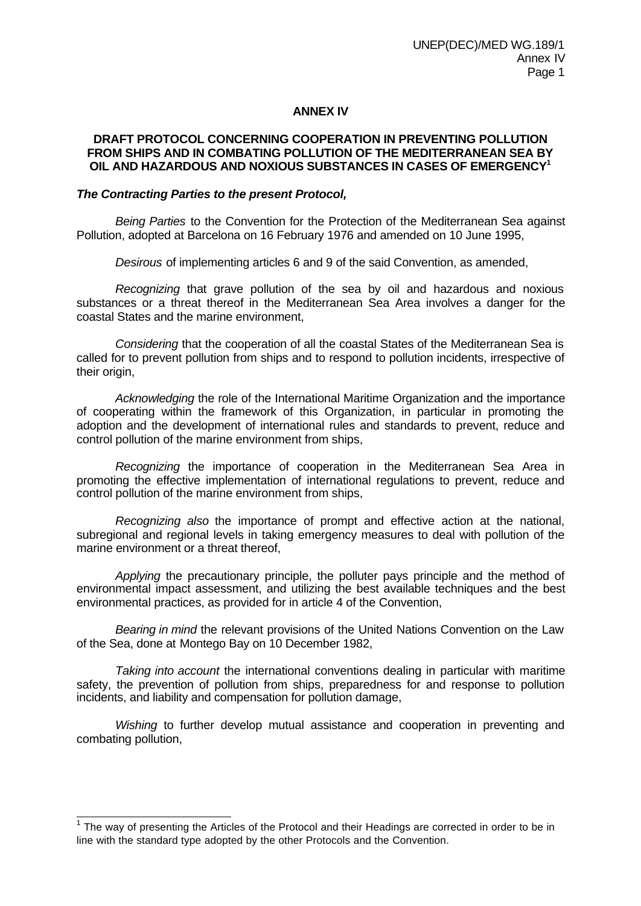## ANNEX IV

### DRAFT PROTOCOL CONCERNING COOPERATION IN PREVENTING POLLUTION FROM SHIPS AND IN COMBATING POLLUTION OF THE MEDITERRANEAN SEA BY OIL AND HAZARDOUS AND NOXIOUS SUBSTANCES IN CASES OF EMERGENCY[1]

***The Contracting Parties to the present Protocol,***

*Being Parties* to the Convention for the Protection of the Mediterranean Sea against Pollution, adopted at Barcelona on 16 February 1976 and amended on 10 June 1995,

*Desirous* of implementing articles 6 and 9 of the said Convention, as amended,

*Recognizing* that grave pollution of the sea by oil and hazardous and noxious substances or a threat thereof in the Mediterranean Sea Area involves a danger for the coastal States and the marine environment,

*Considering* that the cooperation of all the coastal States of the Mediterranean Sea is called for to prevent pollution from ships and to respond to pollution incidents, irrespective of their origin,

*Acknowledging* the role of the International Maritime Organization and the importance of cooperating within the framework of this Organization, in particular in promoting the adoption and the development of international rules and standards to prevent, reduce and control pollution of the marine environment from ships,

*Recognizing* the importance of cooperation in the Mediterranean Sea Area in promoting the effective implementation of international regulations to prevent, reduce and control pollution of the marine environment from ships,

*Recognizing also* the importance of prompt and effective action at the national, subregional and regional levels in taking emergency measures to deal with pollution of the marine environment or a threat thereof,

*Applying* the precautionary principle, the polluter pays principle and the method of environmental impact assessment, and utilizing the best available techniques and the best environmental practices, as provided for in article 4 of the Convention,

*Bearing in mind* the relevant provisions of the United Nations Convention on the Law of the Sea, done at Montego Bay on 10 December 1982,

*Taking into account* the international conventions dealing in particular with maritime safety, the prevention of pollution from ships, preparedness for and response to pollution incidents, and liability and compensation for pollution damage,

*Wishing* to further develop mutual assistance and cooperation in preventing and combating pollution,

---

[1] The way of presenting the Articles of the Protocol and their Headings are corrected in order to be in line with the standard type adopted by the other Protocols and the Convention.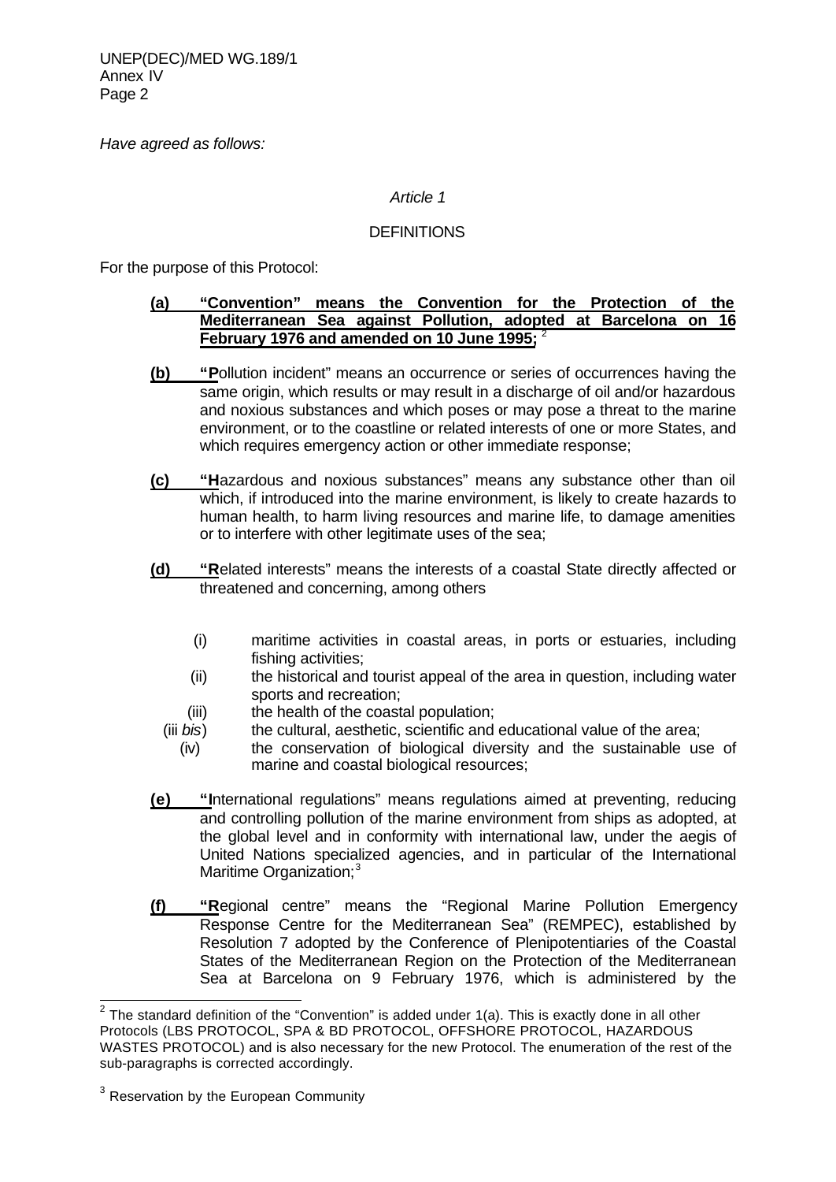*Have agreed as follows:*

*Article 1*

DEFINITIONS

For the purpose of this Protocol:

**(a)** **"Convention" means the Convention for the Protection of the Mediterranean Sea against Pollution, adopted at Barcelona on 16 February 1976 and amended on 10 June 1995;** [2]

**(b)** **"P**ollution incident" means an occurrence or series of occurrences having the same origin, which results or may result in a discharge of oil and/or hazardous and noxious substances and which poses or may pose a threat to the marine environment, or to the coastline or related interests of one or more States, and which requires emergency action or other immediate response;

**(c)** **"H**azardous and noxious substances" means any substance other than oil which, if introduced into the marine environment, is likely to create hazards to human health, to harm living resources and marine life, to damage amenities or to interfere with other legitimate uses of the sea;

**(d)** **"R**elated interests" means the interests of a coastal State directly affected or threatened and concerning, among others

- (i) maritime activities in coastal areas, in ports or estuaries, including fishing activities;
- (ii) the historical and tourist appeal of the area in question, including water sports and recreation;
- (iii) the health of the coastal population;
- (iii *bis*) the cultural, aesthetic, scientific and educational value of the area;
- (iv) the conservation of biological diversity and the sustainable use of marine and coastal biological resources;

**(e)** **"I**nternational regulations" means regulations aimed at preventing, reducing and controlling pollution of the marine environment from ships as adopted, at the global level and in conformity with international law, under the aegis of United Nations specialized agencies, and in particular of the International Maritime Organization;[3]

**(f)** **"R**egional centre" means the "Regional Marine Pollution Emergency Response Centre for the Mediterranean Sea" (REMPEC), established by Resolution 7 adopted by the Conference of Plenipotentiaries of the Coastal States of the Mediterranean Region on the Protection of the Mediterranean Sea at Barcelona on 9 February 1976, which is administered by the

---

[2] The standard definition of the "Convention" is added under 1(a). This is exactly done in all other Protocols (LBS PROTOCOL, SPA & BD PROTOCOL, OFFSHORE PROTOCOL, HAZARDOUS WASTES PROTOCOL) and is also necessary for the new Protocol. The enumeration of the rest of the sub-paragraphs is corrected accordingly.

[3] Reservation by the European Community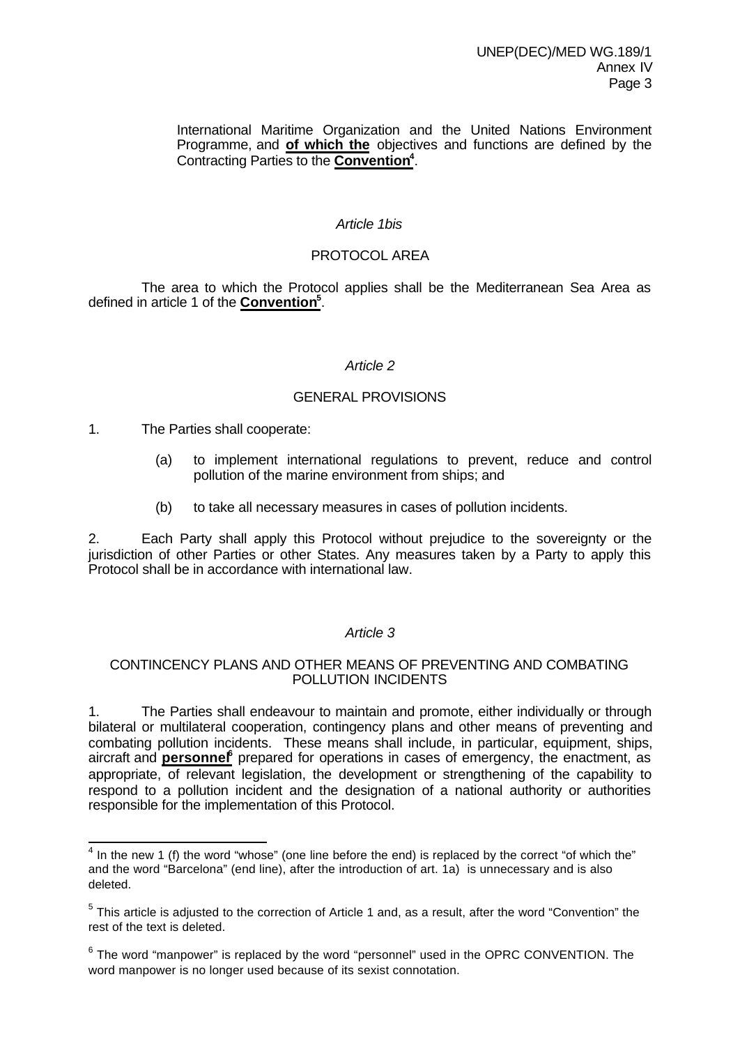International Maritime Organization and the United Nations Environment Programme, and **of which the** objectives and functions are defined by the Contracting Parties to the **Convention**[4].

*Article 1bis*

PROTOCOL AREA

The area to which the Protocol applies shall be the Mediterranean Sea Area as defined in article 1 of the **Convention**[5].

*Article 2*

GENERAL PROVISIONS

1. The Parties shall cooperate:

   (a) to implement international regulations to prevent, reduce and control pollution of the marine environment from ships; and

   (b) to take all necessary measures in cases of pollution incidents.

2. Each Party shall apply this Protocol without prejudice to the sovereignty or the jurisdiction of other Parties or other States. Any measures taken by a Party to apply this Protocol shall be in accordance with international law.

*Article 3*

CONTINCENCY PLANS AND OTHER MEANS OF PREVENTING AND COMBATING POLLUTION INCIDENTS

1. The Parties shall endeavour to maintain and promote, either individually or through bilateral or multilateral cooperation, contingency plans and other means of preventing and combating pollution incidents. These means shall include, in particular, equipment, ships, aircraft and **personnel**[6] prepared for operations in cases of emergency, the enactment, as appropriate, of relevant legislation, the development or strengthening of the capability to respond to a pollution incident and the designation of a national authority or authorities responsible for the implementation of this Protocol.

---

[4] In the new 1 (f) the word "whose" (one line before the end) is replaced by the correct "of which the" and the word "Barcelona" (end line), after the introduction of art. 1a) is unnecessary and is also deleted.

[5] This article is adjusted to the correction of Article 1 and, as a result, after the word "Convention" the rest of the text is deleted.

[6] The word "manpower" is replaced by the word "personnel" used in the OPRC CONVENTION. The word manpower is no longer used because of its sexist connotation.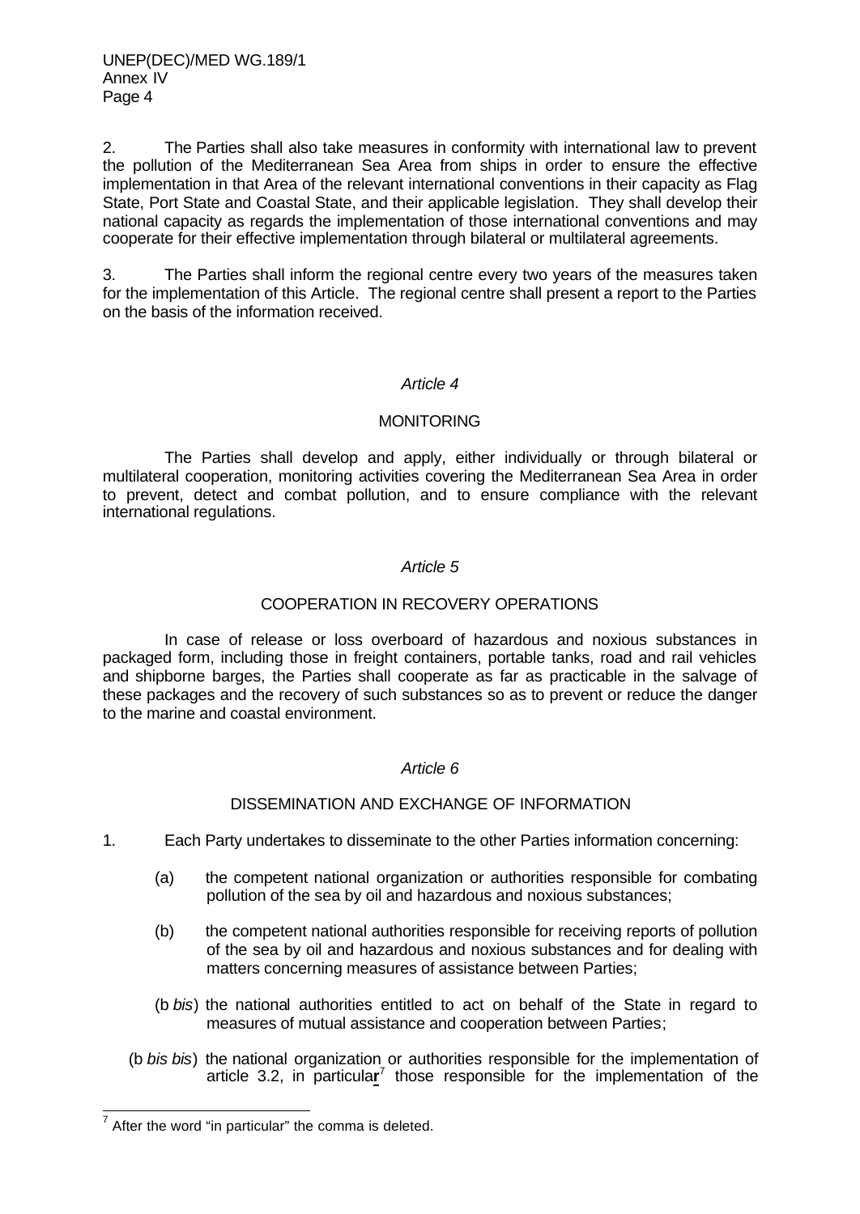2. The Parties shall also take measures in conformity with international law to prevent the pollution of the Mediterranean Sea Area from ships in order to ensure the effective implementation in that Area of the relevant international conventions in their capacity as Flag State, Port State and Coastal State, and their applicable legislation. They shall develop their national capacity as regards the implementation of those international conventions and may cooperate for their effective implementation through bilateral or multilateral agreements.

3. The Parties shall inform the regional centre every two years of the measures taken for the implementation of this Article. The regional centre shall present a report to the Parties on the basis of the information received.

*Article 4*

MONITORING

The Parties shall develop and apply, either individually or through bilateral or multilateral cooperation, monitoring activities covering the Mediterranean Sea Area in order to prevent, detect and combat pollution, and to ensure compliance with the relevant international regulations.

*Article 5*

COOPERATION IN RECOVERY OPERATIONS

In case of release or loss overboard of hazardous and noxious substances in packaged form, including those in freight containers, portable tanks, road and rail vehicles and shipborne barges, the Parties shall cooperate as far as practicable in the salvage of these packages and the recovery of such substances so as to prevent or reduce the danger to the marine and coastal environment.

*Article 6*

DISSEMINATION AND EXCHANGE OF INFORMATION

1. Each Party undertakes to disseminate to the other Parties information concerning:

(a) the competent national organization or authorities responsible for combating pollution of the sea by oil and hazardous and noxious substances;

(b) the competent national authorities responsible for receiving reports of pollution of the sea by oil and hazardous and noxious substances and for dealing with matters concerning measures of assistance between Parties;

(b *bis*) the national authorities entitled to act on behalf of the State in regard to measures of mutual assistance and cooperation between Parties;

(b *bis bis*) the national organization or authorities responsible for the implementation of article 3.2, in particular[7] those responsible for the implementation of the

[7] After the word "in particular" the comma is deleted.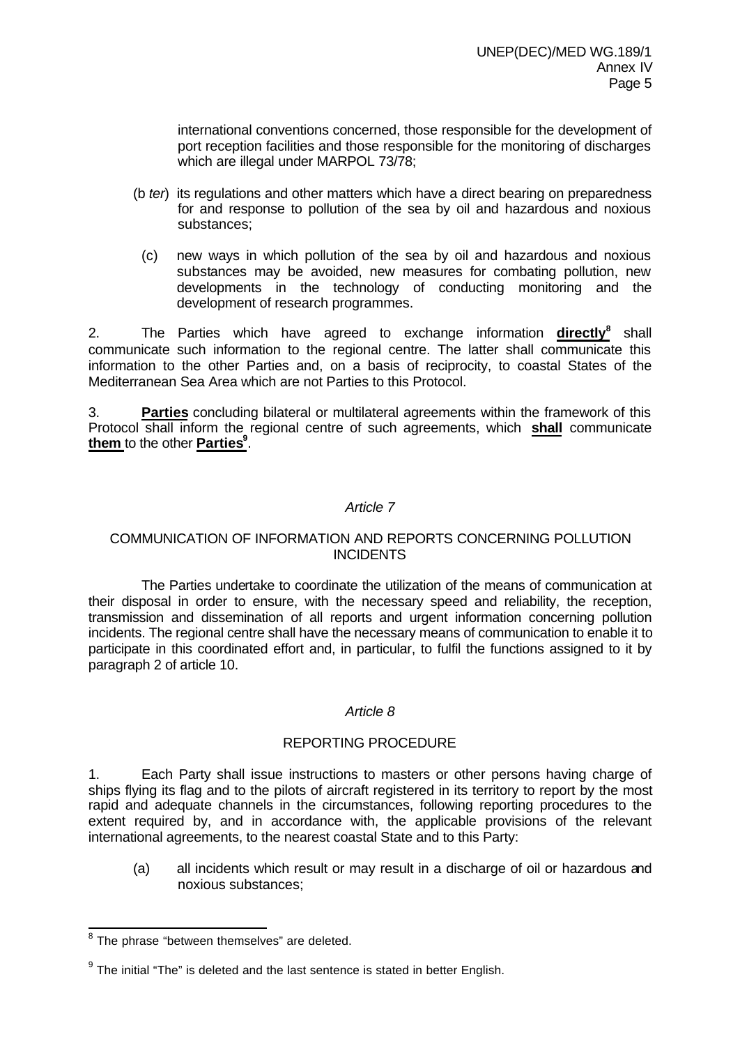international conventions concerned, those responsible for the development of port reception facilities and those responsible for the monitoring of discharges which are illegal under MARPOL 73/78;

(b *ter*) its regulations and other matters which have a direct bearing on preparedness for and response to pollution of the sea by oil and hazardous and noxious substances;

(c) new ways in which pollution of the sea by oil and hazardous and noxious substances may be avoided, new measures for combating pollution, new developments in the technology of conducting monitoring and the development of research programmes.

2. The Parties which have agreed to exchange information **directly**[8] shall communicate such information to the regional centre. The latter shall communicate this information to the other Parties and, on a basis of reciprocity, to coastal States of the Mediterranean Sea Area which are not Parties to this Protocol.

3. **Parties** concluding bilateral or multilateral agreements within the framework of this Protocol shall inform the regional centre of such agreements, which **shall** communicate **them** to the other **Parties**[9].

*Article 7*

COMMUNICATION OF INFORMATION AND REPORTS CONCERNING POLLUTION INCIDENTS

The Parties undertake to coordinate the utilization of the means of communication at their disposal in order to ensure, with the necessary speed and reliability, the reception, transmission and dissemination of all reports and urgent information concerning pollution incidents. The regional centre shall have the necessary means of communication to enable it to participate in this coordinated effort and, in particular, to fulfil the functions assigned to it by paragraph 2 of article 10.

*Article 8*

REPORTING PROCEDURE

1. Each Party shall issue instructions to masters or other persons having charge of ships flying its flag and to the pilots of aircraft registered in its territory to report by the most rapid and adequate channels in the circumstances, following reporting procedures to the extent required by, and in accordance with, the applicable provisions of the relevant international agreements, to the nearest coastal State and to this Party:

(a) all incidents which result or may result in a discharge of oil or hazardous and noxious substances;

[8] The phrase "between themselves" are deleted.

[9] The initial "The" is deleted and the last sentence is stated in better English.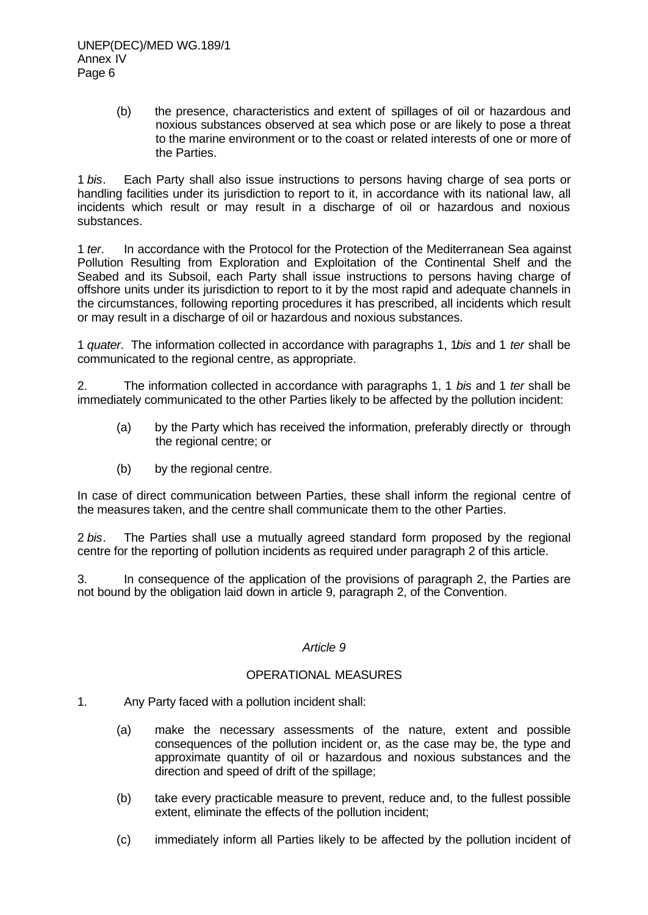(b) the presence, characteristics and extent of spillages of oil or hazardous and noxious substances observed at sea which pose or are likely to pose a threat to the marine environment or to the coast or related interests of one or more of the Parties.

1 *bis*. Each Party shall also issue instructions to persons having charge of sea ports or handling facilities under its jurisdiction to report to it, in accordance with its national law, all incidents which result or may result in a discharge of oil or hazardous and noxious substances.

1 *ter*. In accordance with the Protocol for the Protection of the Mediterranean Sea against Pollution Resulting from Exploration and Exploitation of the Continental Shelf and the Seabed and its Subsoil, each Party shall issue instructions to persons having charge of offshore units under its jurisdiction to report to it by the most rapid and adequate channels in the circumstances, following reporting procedures it has prescribed, all incidents which result or may result in a discharge of oil or hazardous and noxious substances.

1 *quater*. The information collected in accordance with paragraphs 1, 1*bis* and 1 *ter* shall be communicated to the regional centre, as appropriate.

2. The information collected in accordance with paragraphs 1, 1 *bis* and 1 *ter* shall be immediately communicated to the other Parties likely to be affected by the pollution incident:

(a) by the Party which has received the information, preferably directly or through the regional centre; or

(b) by the regional centre.

In case of direct communication between Parties, these shall inform the regional centre of the measures taken, and the centre shall communicate them to the other Parties.

2 *bis*. The Parties shall use a mutually agreed standard form proposed by the regional centre for the reporting of pollution incidents as required under paragraph 2 of this article.

3. In consequence of the application of the provisions of paragraph 2, the Parties are not bound by the obligation laid down in article 9, paragraph 2, of the Convention.

*Article 9*

OPERATIONAL MEASURES

1. Any Party faced with a pollution incident shall:

(a) make the necessary assessments of the nature, extent and possible consequences of the pollution incident or, as the case may be, the type and approximate quantity of oil or hazardous and noxious substances and the direction and speed of drift of the spillage;

(b) take every practicable measure to prevent, reduce and, to the fullest possible extent, eliminate the effects of the pollution incident;

(c) immediately inform all Parties likely to be affected by the pollution incident of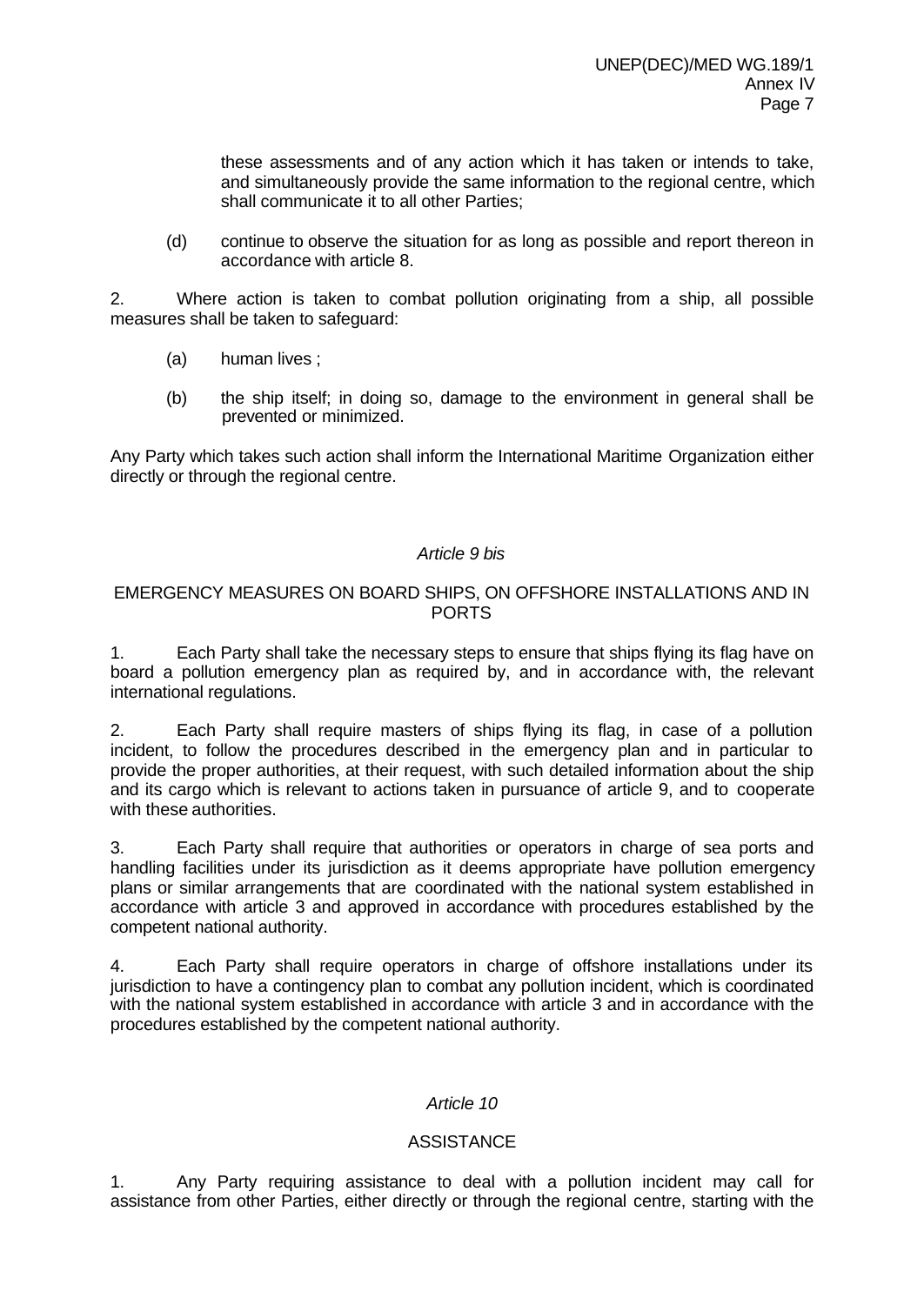these assessments and of any action which it has taken or intends to take, and simultaneously provide the same information to the regional centre, which shall communicate it to all other Parties;

(d) continue to observe the situation for as long as possible and report thereon in accordance with article 8.

2. Where action is taken to combat pollution originating from a ship, all possible measures shall be taken to safeguard:

(a) human lives ;

(b) the ship itself; in doing so, damage to the environment in general shall be prevented or minimized.

Any Party which takes such action shall inform the International Maritime Organization either directly or through the regional centre.

*Article 9 bis*

EMERGENCY MEASURES ON BOARD SHIPS, ON OFFSHORE INSTALLATIONS AND IN PORTS

1. Each Party shall take the necessary steps to ensure that ships flying its flag have on board a pollution emergency plan as required by, and in accordance with, the relevant international regulations.

2. Each Party shall require masters of ships flying its flag, in case of a pollution incident, to follow the procedures described in the emergency plan and in particular to provide the proper authorities, at their request, with such detailed information about the ship and its cargo which is relevant to actions taken in pursuance of article 9, and to cooperate with these authorities.

3. Each Party shall require that authorities or operators in charge of sea ports and handling facilities under its jurisdiction as it deems appropriate have pollution emergency plans or similar arrangements that are coordinated with the national system established in accordance with article 3 and approved in accordance with procedures established by the competent national authority.

4. Each Party shall require operators in charge of offshore installations under its jurisdiction to have a contingency plan to combat any pollution incident, which is coordinated with the national system established in accordance with article 3 and in accordance with the procedures established by the competent national authority.

*Article 10*

ASSISTANCE

1. Any Party requiring assistance to deal with a pollution incident may call for assistance from other Parties, either directly or through the regional centre, starting with the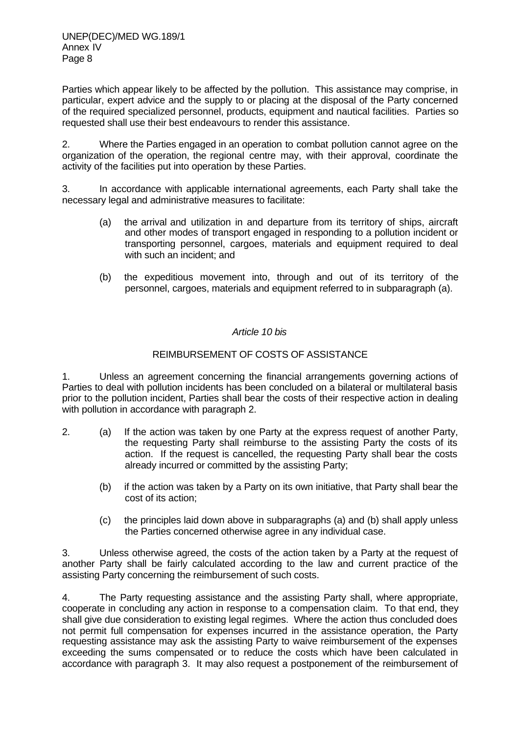Parties which appear likely to be affected by the pollution. This assistance may comprise, in particular, expert advice and the supply to or placing at the disposal of the Party concerned of the required specialized personnel, products, equipment and nautical facilities. Parties so requested shall use their best endeavours to render this assistance.

2. Where the Parties engaged in an operation to combat pollution cannot agree on the organization of the operation, the regional centre may, with their approval, coordinate the activity of the facilities put into operation by these Parties.

3. In accordance with applicable international agreements, each Party shall take the necessary legal and administrative measures to facilitate:

(a) the arrival and utilization in and departure from its territory of ships, aircraft and other modes of transport engaged in responding to a pollution incident or transporting personnel, cargoes, materials and equipment required to deal with such an incident; and

(b) the expeditious movement into, through and out of its territory of the personnel, cargoes, materials and equipment referred to in subparagraph (a).

*Article 10 bis*

## REIMBURSEMENT OF COSTS OF ASSISTANCE

1. Unless an agreement concerning the financial arrangements governing actions of Parties to deal with pollution incidents has been concluded on a bilateral or multilateral basis prior to the pollution incident, Parties shall bear the costs of their respective action in dealing with pollution in accordance with paragraph 2.

2. (a) If the action was taken by one Party at the express request of another Party, the requesting Party shall reimburse to the assisting Party the costs of its action. If the request is cancelled, the requesting Party shall bear the costs already incurred or committed by the assisting Party;

(b) if the action was taken by a Party on its own initiative, that Party shall bear the cost of its action;

(c) the principles laid down above in subparagraphs (a) and (b) shall apply unless the Parties concerned otherwise agree in any individual case.

3. Unless otherwise agreed, the costs of the action taken by a Party at the request of another Party shall be fairly calculated according to the law and current practice of the assisting Party concerning the reimbursement of such costs.

4. The Party requesting assistance and the assisting Party shall, where appropriate, cooperate in concluding any action in response to a compensation claim. To that end, they shall give due consideration to existing legal regimes. Where the action thus concluded does not permit full compensation for expenses incurred in the assistance operation, the Party requesting assistance may ask the assisting Party to waive reimbursement of the expenses exceeding the sums compensated or to reduce the costs which have been calculated in accordance with paragraph 3. It may also request a postponement of the reimbursement of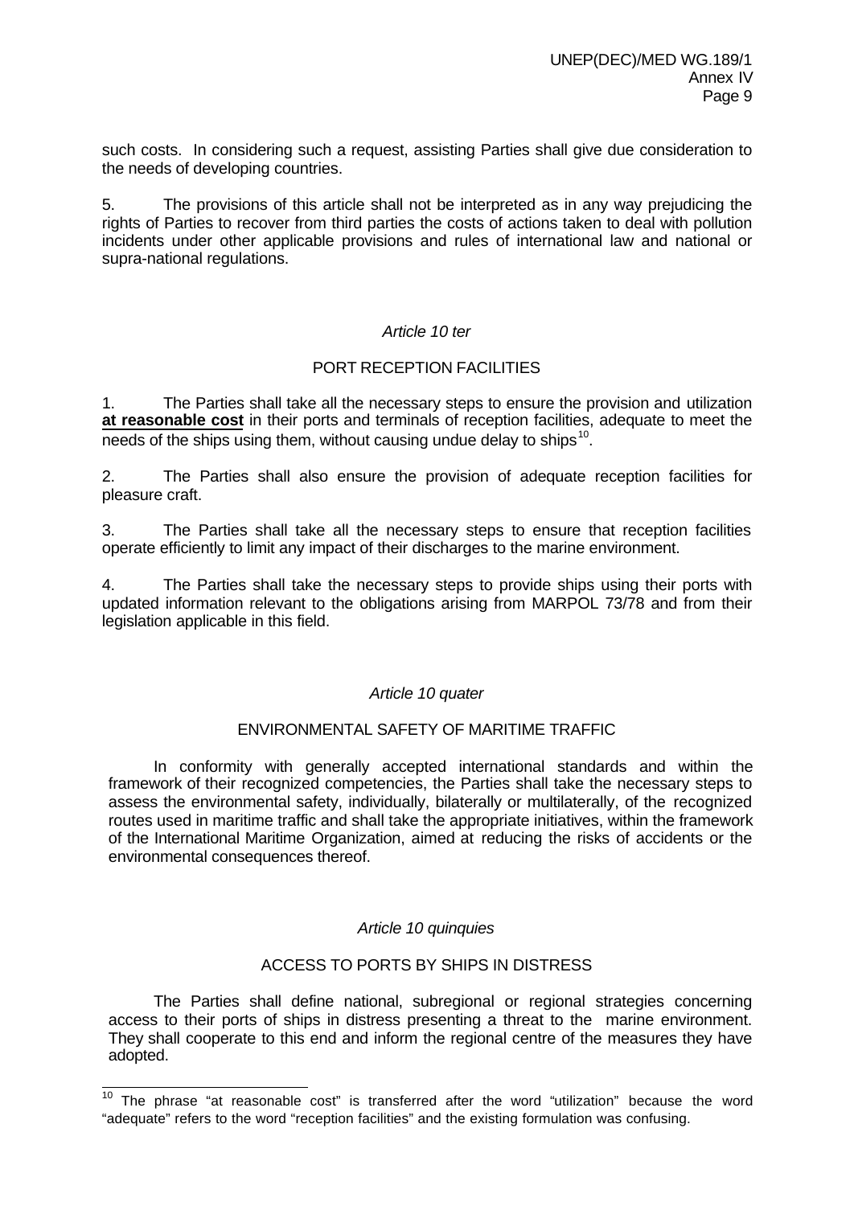such costs. In considering such a request, assisting Parties shall give due consideration to the needs of developing countries.

5. The provisions of this article shall not be interpreted as in any way prejudicing the rights of Parties to recover from third parties the costs of actions taken to deal with pollution incidents under other applicable provisions and rules of international law and national or supra-national regulations.

*Article 10 ter*

PORT RECEPTION FACILITIES

1. The Parties shall take all the necessary steps to ensure the provision and utilization **at reasonable cost** in their ports and terminals of reception facilities, adequate to meet the needs of the ships using them, without causing undue delay to ships[10].

2. The Parties shall also ensure the provision of adequate reception facilities for pleasure craft.

3. The Parties shall take all the necessary steps to ensure that reception facilities operate efficiently to limit any impact of their discharges to the marine environment.

4. The Parties shall take the necessary steps to provide ships using their ports with updated information relevant to the obligations arising from MARPOL 73/78 and from their legislation applicable in this field.

*Article 10 quater*

ENVIRONMENTAL SAFETY OF MARITIME TRAFFIC

In conformity with generally accepted international standards and within the framework of their recognized competencies, the Parties shall take the necessary steps to assess the environmental safety, individually, bilaterally or multilaterally, of the recognized routes used in maritime traffic and shall take the appropriate initiatives, within the framework of the International Maritime Organization, aimed at reducing the risks of accidents or the environmental consequences thereof.

*Article 10 quinquies*

ACCESS TO PORTS BY SHIPS IN DISTRESS

The Parties shall define national, subregional or regional strategies concerning access to their ports of ships in distress presenting a threat to the marine environment. They shall cooperate to this end and inform the regional centre of the measures they have adopted.

---

[10] The phrase "at reasonable cost" is transferred after the word "utilization" because the word "adequate" refers to the word "reception facilities" and the existing formulation was confusing.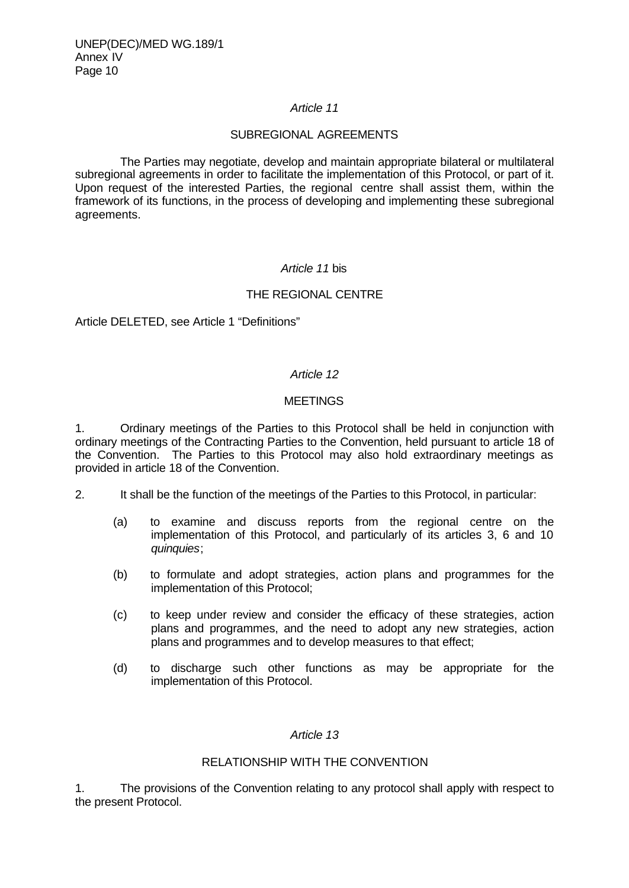### *Article 11*

### SUBREGIONAL AGREEMENTS

The Parties may negotiate, develop and maintain appropriate bilateral or multilateral subregional agreements in order to facilitate the implementation of this Protocol, or part of it. Upon request of the interested Parties, the regional centre shall assist them, within the framework of its functions, in the process of developing and implementing these subregional agreements.

### *Article 11* bis

### THE REGIONAL CENTRE

Article DELETED, see Article 1 “Definitions”

### *Article 12*

### MEETINGS

1. Ordinary meetings of the Parties to this Protocol shall be held in conjunction with ordinary meetings of the Contracting Parties to the Convention, held pursuant to article 18 of the Convention. The Parties to this Protocol may also hold extraordinary meetings as provided in article 18 of the Convention.

2. It shall be the function of the meetings of the Parties to this Protocol, in particular:

(a) to examine and discuss reports from the regional centre on the implementation of this Protocol, and particularly of its articles 3, 6 and 10 *quinquies*;

(b) to formulate and adopt strategies, action plans and programmes for the implementation of this Protocol;

(c) to keep under review and consider the efficacy of these strategies, action plans and programmes, and the need to adopt any new strategies, action plans and programmes and to develop measures to that effect;

(d) to discharge such other functions as may be appropriate for the implementation of this Protocol.

### *Article 13*

### RELATIONSHIP WITH THE CONVENTION

1. The provisions of the Convention relating to any protocol shall apply with respect to the present Protocol.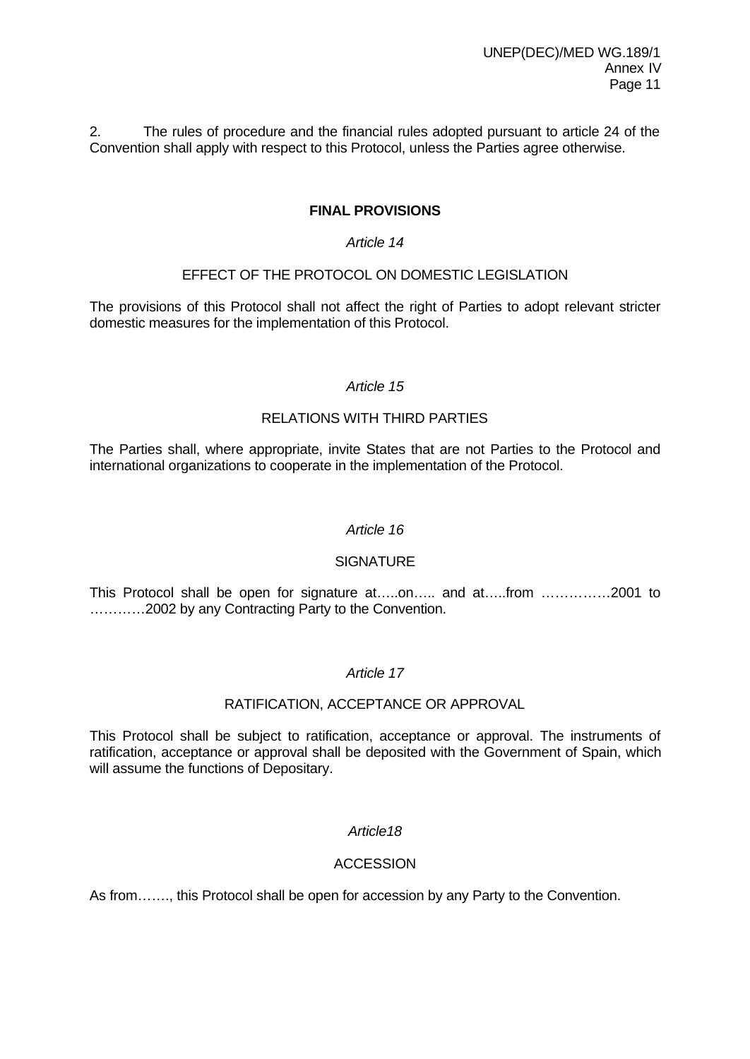2. The rules of procedure and the financial rules adopted pursuant to article 24 of the Convention shall apply with respect to this Protocol, unless the Parties agree otherwise.

## FINAL PROVISIONS

*Article 14*

EFFECT OF THE PROTOCOL ON DOMESTIC LEGISLATION

The provisions of this Protocol shall not affect the right of Parties to adopt relevant stricter domestic measures for the implementation of this Protocol.

*Article 15*

RELATIONS WITH THIRD PARTIES

The Parties shall, where appropriate, invite States that are not Parties to the Protocol and international organizations to cooperate in the implementation of the Protocol.

*Article 16*

SIGNATURE

This Protocol shall be open for signature at…..on….. and at…..from ……………2001 to …………2002 by any Contracting Party to the Convention.

*Article 17*

RATIFICATION, ACCEPTANCE OR APPROVAL

This Protocol shall be subject to ratification, acceptance or approval. The instruments of ratification, acceptance or approval shall be deposited with the Government of Spain, which will assume the functions of Depositary.

*Article18*

ACCESSION

As from……., this Protocol shall be open for accession by any Party to the Convention.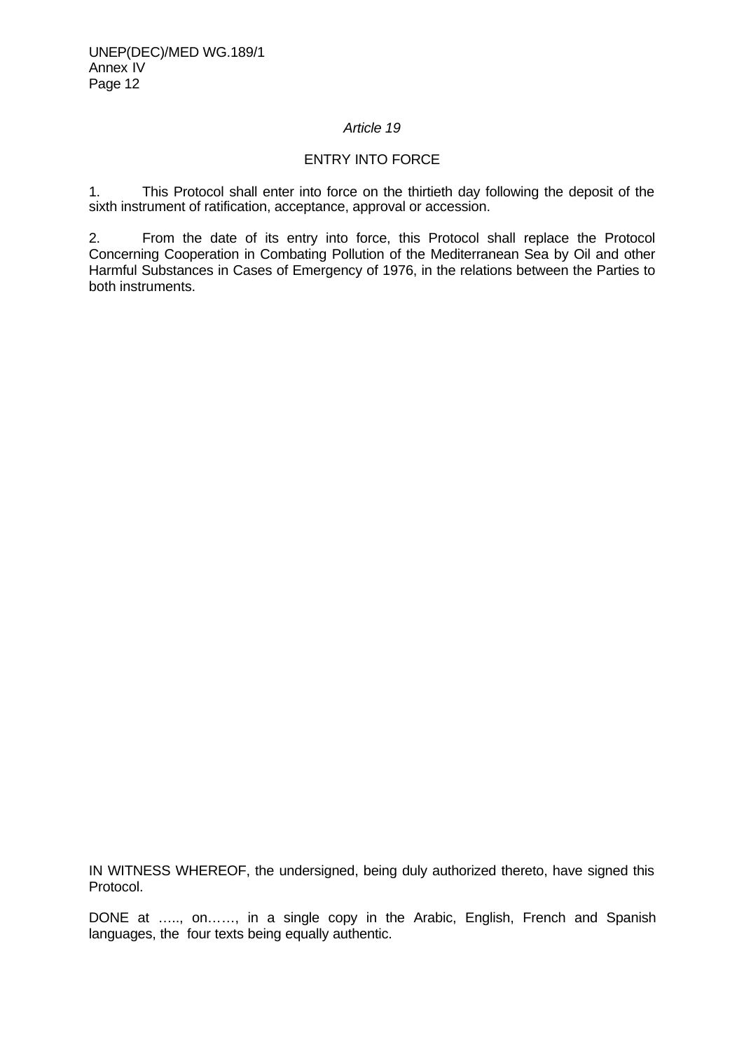*Article 19*

ENTRY INTO FORCE

1. This Protocol shall enter into force on the thirtieth day following the deposit of the sixth instrument of ratification, acceptance, approval or accession.

2. From the date of its entry into force, this Protocol shall replace the Protocol Concerning Cooperation in Combating Pollution of the Mediterranean Sea by Oil and other Harmful Substances in Cases of Emergency of 1976, in the relations between the Parties to both instruments.

IN WITNESS WHEREOF, the undersigned, being duly authorized thereto, have signed this Protocol.

DONE at ….., on……, in a single copy in the Arabic, English, French and Spanish languages, the four texts being equally authentic.